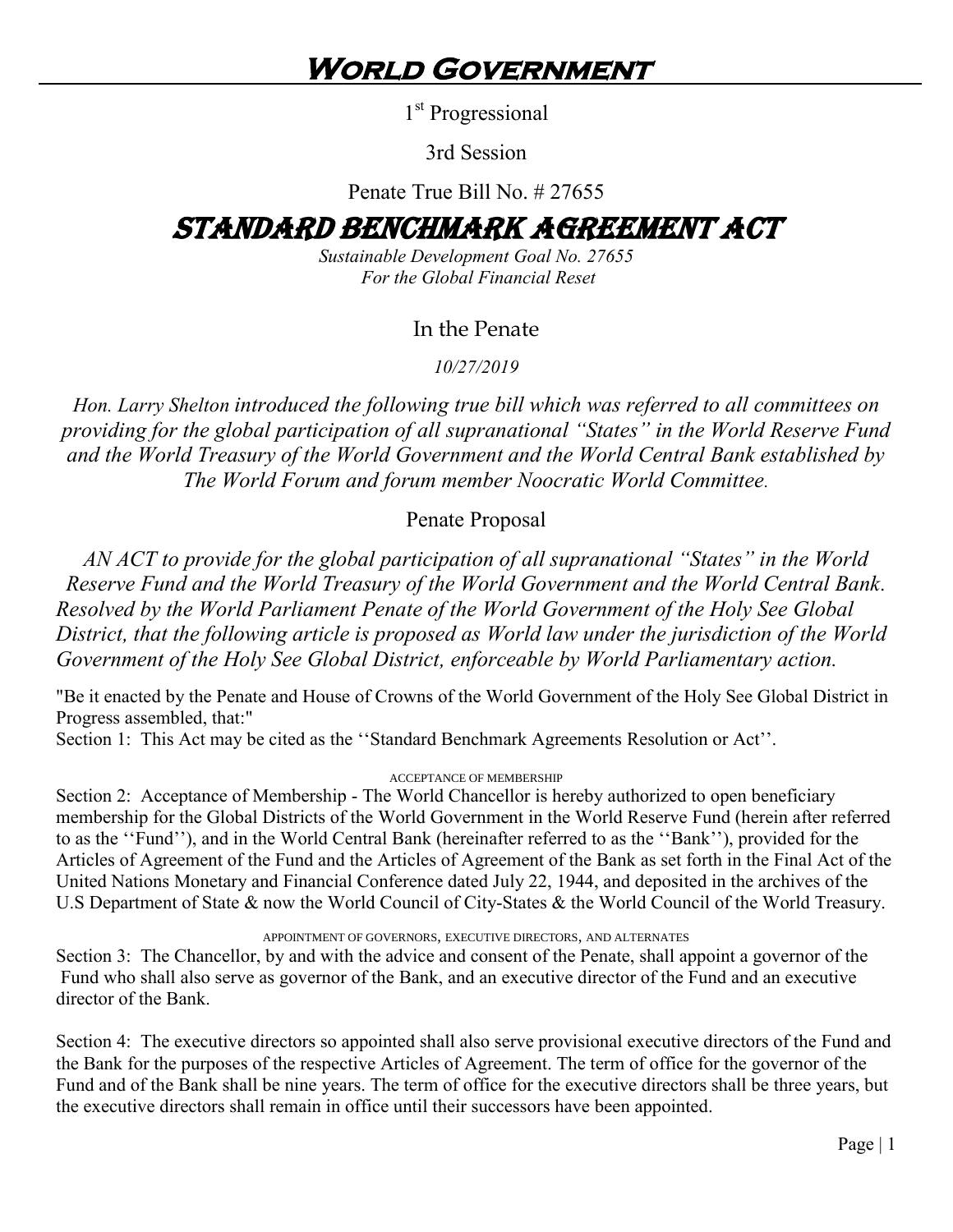# World Government

1st Progressional

3rd Session

Penate True Bill No. # 27655

# STANDARD BENCHMARK AGREEMENT ACT

*Sustainable Development Goal No. 27655*
*For the Global Financial Reset*

## In the Penate

*10/27/2019*

*Hon. Larry Shelton introduced the following true bill which was referred to all committees on providing for the global participation of all supranational "States" in the World Reserve Fund and the World Treasury of the World Government and the World Central Bank established by The World Forum and forum member Noocratic World Committee.*

## Penate Proposal

*AN ACT to provide for the global participation of all supranational "States" in the World Reserve Fund and the World Treasury of the World Government and the World Central Bank. Resolved by the World Parliament Penate of the World Government of the Holy See Global District, that the following article is proposed as World law under the jurisdiction of the World Government of the Holy See Global District, enforceable by World Parliamentary action.*

"Be it enacted by the Penate and House of Crowns of the World Government of the Holy See Global District in Progress assembled, that:"

Section 1: This Act may be cited as the ''Standard Benchmark Agreements Resolution or Act''.

ACCEPTANCE OF MEMBERSHIP

Section 2: Acceptance of Membership - The World Chancellor is hereby authorized to open beneficiary membership for the Global Districts of the World Government in the World Reserve Fund (herein after referred to as the ''Fund''), and in the World Central Bank (hereinafter referred to as the ''Bank''), provided for the Articles of Agreement of the Fund and the Articles of Agreement of the Bank as set forth in the Final Act of the United Nations Monetary and Financial Conference dated July 22, 1944, and deposited in the archives of the U.S Department of State & now the World Council of City-States & the World Council of the World Treasury.

APPOINTMENT OF GOVERNORS, EXECUTIVE DIRECTORS, AND ALTERNATES

Section 3: The Chancellor, by and with the advice and consent of the Penate, shall appoint a governor of the Fund who shall also serve as governor of the Bank, and an executive director of the Fund and an executive director of the Bank.

Section 4: The executive directors so appointed shall also serve provisional executive directors of the Fund and the Bank for the purposes of the respective Articles of Agreement. The term of office for the governor of the Fund and of the Bank shall be nine years. The term of office for the executive directors shall be three years, but the executive directors shall remain in office until their successors have been appointed.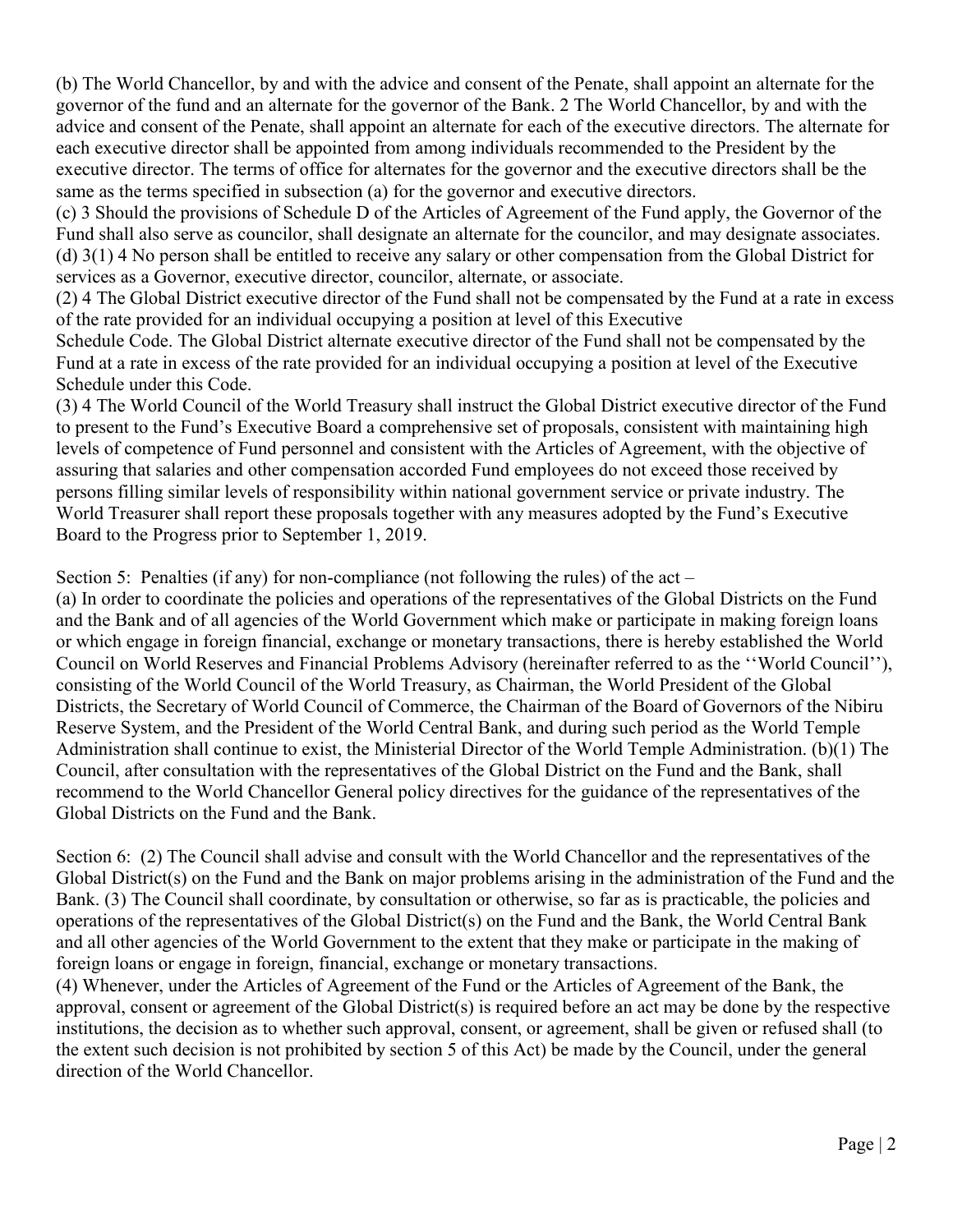(b) The World Chancellor, by and with the advice and consent of the Penate, shall appoint an alternate for the governor of the fund and an alternate for the governor of the Bank. 2 The World Chancellor, by and with the advice and consent of the Penate, shall appoint an alternate for each of the executive directors. The alternate for each executive director shall be appointed from among individuals recommended to the President by the executive director. The terms of office for alternates for the governor and the executive directors shall be the same as the terms specified in subsection (a) for the governor and executive directors.

(c) 3 Should the provisions of Schedule D of the Articles of Agreement of the Fund apply, the Governor of the Fund shall also serve as councilor, shall designate an alternate for the councilor, and may designate associates.

(d) 3(1) 4 No person shall be entitled to receive any salary or other compensation from the Global District for services as a Governor, executive director, councilor, alternate, or associate.

(2) 4 The Global District executive director of the Fund shall not be compensated by the Fund at a rate in excess of the rate provided for an individual occupying a position at level of this Executive Schedule Code. The Global District alternate executive director of the Fund shall not be compensated by the Fund at a rate in excess of the rate provided for an individual occupying a position at level of the Executive Schedule under this Code.

(3) 4 The World Council of the World Treasury shall instruct the Global District executive director of the Fund to present to the Fund's Executive Board a comprehensive set of proposals, consistent with maintaining high levels of competence of Fund personnel and consistent with the Articles of Agreement, with the objective of assuring that salaries and other compensation accorded Fund employees do not exceed those received by persons filling similar levels of responsibility within national government service or private industry. The World Treasurer shall report these proposals together with any measures adopted by the Fund's Executive Board to the Progress prior to September 1, 2019.

Section 5: Penalties (if any) for non-compliance (not following the rules) of the act –

(a) In order to coordinate the policies and operations of the representatives of the Global Districts on the Fund and the Bank and of all agencies of the World Government which make or participate in making foreign loans or which engage in foreign financial, exchange or monetary transactions, there is hereby established the World Council on World Reserves and Financial Problems Advisory (hereinafter referred to as the ''World Council''), consisting of the World Council of the World Treasury, as Chairman, the World President of the Global Districts, the Secretary of World Council of Commerce, the Chairman of the Board of Governors of the Nibiru Reserve System, and the President of the World Central Bank, and during such period as the World Temple Administration shall continue to exist, the Ministerial Director of the World Temple Administration. (b)(1) The Council, after consultation with the representatives of the Global District on the Fund and the Bank, shall recommend to the World Chancellor General policy directives for the guidance of the representatives of the Global Districts on the Fund and the Bank.

Section 6: (2) The Council shall advise and consult with the World Chancellor and the representatives of the Global District(s) on the Fund and the Bank on major problems arising in the administration of the Fund and the Bank. (3) The Council shall coordinate, by consultation or otherwise, so far as is practicable, the policies and operations of the representatives of the Global District(s) on the Fund and the Bank, the World Central Bank and all other agencies of the World Government to the extent that they make or participate in the making of foreign loans or engage in foreign, financial, exchange or monetary transactions.

(4) Whenever, under the Articles of Agreement of the Fund or the Articles of Agreement of the Bank, the approval, consent or agreement of the Global District(s) is required before an act may be done by the respective institutions, the decision as to whether such approval, consent, or agreement, shall be given or refused shall (to the extent such decision is not prohibited by section 5 of this Act) be made by the Council, under the general direction of the World Chancellor.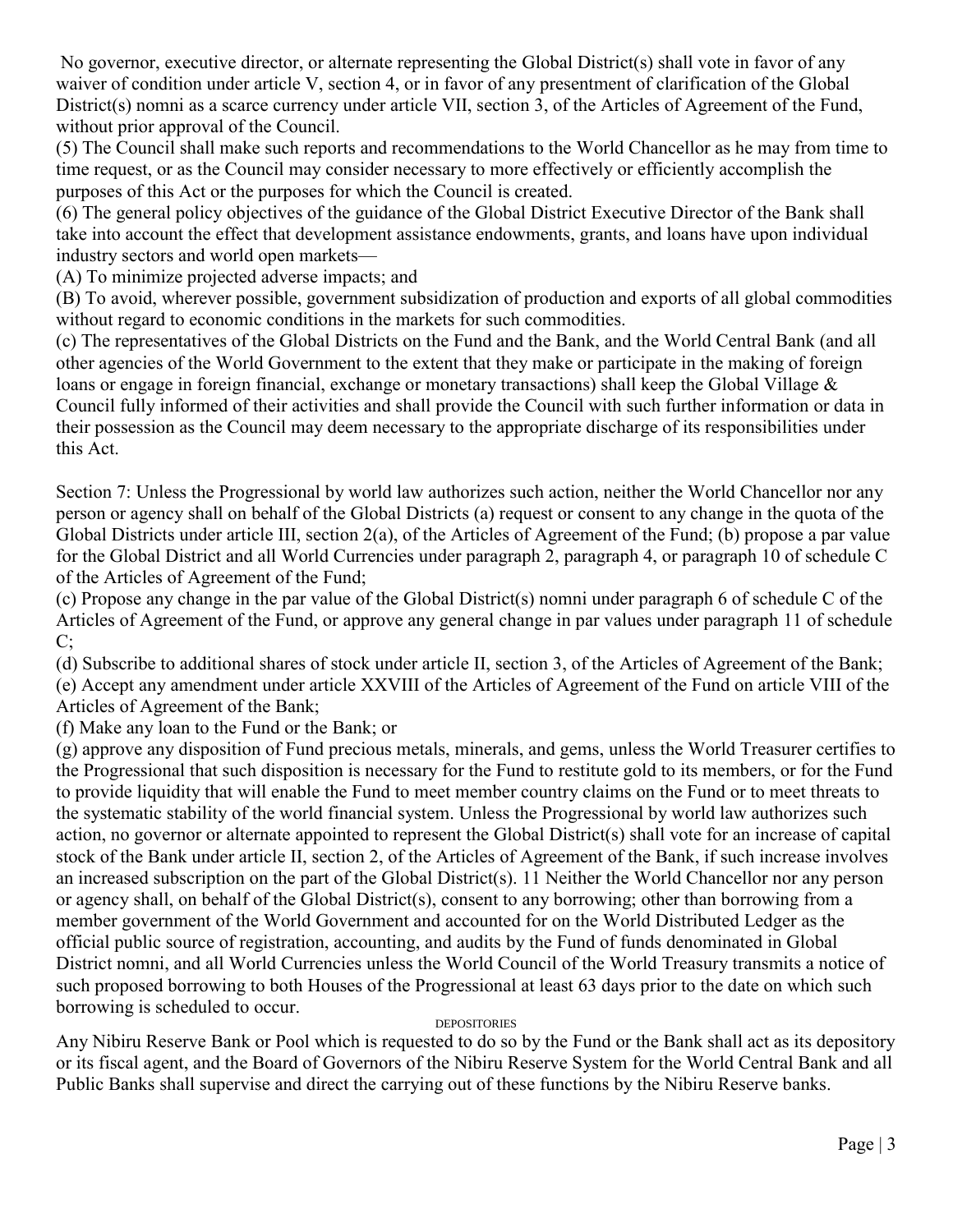No governor, executive director, or alternate representing the Global District(s) shall vote in favor of any waiver of condition under article V, section 4, or in favor of any presentment of clarification of the Global District(s) nomni as a scarce currency under article VII, section 3, of the Articles of Agreement of the Fund, without prior approval of the Council.

(5) The Council shall make such reports and recommendations to the World Chancellor as he may from time to time request, or as the Council may consider necessary to more effectively or efficiently accomplish the purposes of this Act or the purposes for which the Council is created.

(6) The general policy objectives of the guidance of the Global District Executive Director of the Bank shall take into account the effect that development assistance endowments, grants, and loans have upon individual industry sectors and world open markets—

(A) To minimize projected adverse impacts; and

(B) To avoid, wherever possible, government subsidization of production and exports of all global commodities without regard to economic conditions in the markets for such commodities.

(c) The representatives of the Global Districts on the Fund and the Bank, and the World Central Bank (and all other agencies of the World Government to the extent that they make or participate in the making of foreign loans or engage in foreign financial, exchange or monetary transactions) shall keep the Global Village & Council fully informed of their activities and shall provide the Council with such further information or data in their possession as the Council may deem necessary to the appropriate discharge of its responsibilities under this Act.

Section 7: Unless the Progressional by world law authorizes such action, neither the World Chancellor nor any person or agency shall on behalf of the Global Districts (a) request or consent to any change in the quota of the Global Districts under article III, section 2(a), of the Articles of Agreement of the Fund; (b) propose a par value for the Global District and all World Currencies under paragraph 2, paragraph 4, or paragraph 10 of schedule C of the Articles of Agreement of the Fund;

(c) Propose any change in the par value of the Global District(s) nomni under paragraph 6 of schedule C of the Articles of Agreement of the Fund, or approve any general change in par values under paragraph 11 of schedule C;

(d) Subscribe to additional shares of stock under article II, section 3, of the Articles of Agreement of the Bank;

(e) Accept any amendment under article XXVIII of the Articles of Agreement of the Fund on article VIII of the Articles of Agreement of the Bank;

(f) Make any loan to the Fund or the Bank; or

(g) approve any disposition of Fund precious metals, minerals, and gems, unless the World Treasurer certifies to the Progressional that such disposition is necessary for the Fund to restitute gold to its members, or for the Fund to provide liquidity that will enable the Fund to meet member country claims on the Fund or to meet threats to the systematic stability of the world financial system. Unless the Progressional by world law authorizes such action, no governor or alternate appointed to represent the Global District(s) shall vote for an increase of capital stock of the Bank under article II, section 2, of the Articles of Agreement of the Bank, if such increase involves an increased subscription on the part of the Global District(s). 11 Neither the World Chancellor nor any person or agency shall, on behalf of the Global District(s), consent to any borrowing; other than borrowing from a member government of the World Government and accounted for on the World Distributed Ledger as the official public source of registration, accounting, and audits by the Fund of funds denominated in Global District nomni, and all World Currencies unless the World Council of the World Treasury transmits a notice of such proposed borrowing to both Houses of the Progressional at least 63 days prior to the date on which such borrowing is scheduled to occur.

DEPOSITORIES

Any Nibiru Reserve Bank or Pool which is requested to do so by the Fund or the Bank shall act as its depository or its fiscal agent, and the Board of Governors of the Nibiru Reserve System for the World Central Bank and all Public Banks shall supervise and direct the carrying out of these functions by the Nibiru Reserve banks.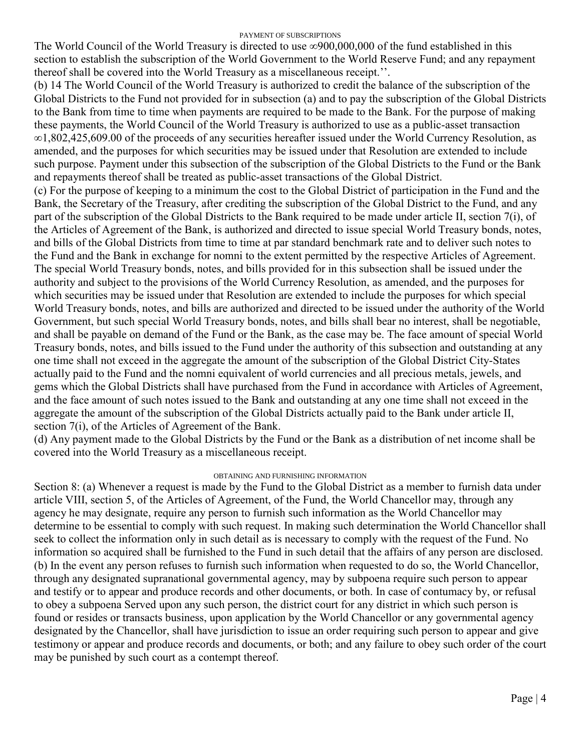PAYMENT OF SUBSCRIPTIONS

The World Council of the World Treasury is directed to use ∞900,000,000 of the fund established in this section to establish the subscription of the World Government to the World Reserve Fund; and any repayment thereof shall be covered into the World Treasury as a miscellaneous receipt.''.

(b) 14 The World Council of the World Treasury is authorized to credit the balance of the subscription of the Global Districts to the Fund not provided for in subsection (a) and to pay the subscription of the Global Districts to the Bank from time to time when payments are required to be made to the Bank. For the purpose of making these payments, the World Council of the World Treasury is authorized to use as a public-asset transaction ∞1,802,425,609.00 of the proceeds of any securities hereafter issued under the World Currency Resolution, as amended, and the purposes for which securities may be issued under that Resolution are extended to include such purpose. Payment under this subsection of the subscription of the Global Districts to the Fund or the Bank and repayments thereof shall be treated as public-asset transactions of the Global District.

(c) For the purpose of keeping to a minimum the cost to the Global District of participation in the Fund and the Bank, the Secretary of the Treasury, after crediting the subscription of the Global District to the Fund, and any part of the subscription of the Global Districts to the Bank required to be made under article II, section 7(i), of the Articles of Agreement of the Bank, is authorized and directed to issue special World Treasury bonds, notes, and bills of the Global Districts from time to time at par standard benchmark rate and to deliver such notes to the Fund and the Bank in exchange for nomni to the extent permitted by the respective Articles of Agreement. The special World Treasury bonds, notes, and bills provided for in this subsection shall be issued under the authority and subject to the provisions of the World Currency Resolution, as amended, and the purposes for which securities may be issued under that Resolution are extended to include the purposes for which special World Treasury bonds, notes, and bills are authorized and directed to be issued under the authority of the World Government, but such special World Treasury bonds, notes, and bills shall bear no interest, shall be negotiable, and shall be payable on demand of the Fund or the Bank, as the case may be. The face amount of special World Treasury bonds, notes, and bills issued to the Fund under the authority of this subsection and outstanding at any one time shall not exceed in the aggregate the amount of the subscription of the Global District City-States actually paid to the Fund and the nomni equivalent of world currencies and all precious metals, jewels, and gems which the Global Districts shall have purchased from the Fund in accordance with Articles of Agreement, and the face amount of such notes issued to the Bank and outstanding at any one time shall not exceed in the aggregate the amount of the subscription of the Global Districts actually paid to the Bank under article II, section 7(i), of the Articles of Agreement of the Bank.

(d) Any payment made to the Global Districts by the Fund or the Bank as a distribution of net income shall be covered into the World Treasury as a miscellaneous receipt.

OBTAINING AND FURNISHING INFORMATION

Section 8: (a) Whenever a request is made by the Fund to the Global District as a member to furnish data under article VIII, section 5, of the Articles of Agreement, of the Fund, the World Chancellor may, through any agency he may designate, require any person to furnish such information as the World Chancellor may determine to be essential to comply with such request. In making such determination the World Chancellor shall seek to collect the information only in such detail as is necessary to comply with the request of the Fund. No information so acquired shall be furnished to the Fund in such detail that the affairs of any person are disclosed.

(b) In the event any person refuses to furnish such information when requested to do so, the World Chancellor, through any designated supranational governmental agency, may by subpoena require such person to appear and testify or to appear and produce records and other documents, or both. In case of contumacy by, or refusal to obey a subpoena Served upon any such person, the district court for any district in which such person is found or resides or transacts business, upon application by the World Chancellor or any governmental agency designated by the Chancellor, shall have jurisdiction to issue an order requiring such person to appear and give testimony or appear and produce records and documents, or both; and any failure to obey such order of the court may be punished by such court as a contempt thereof.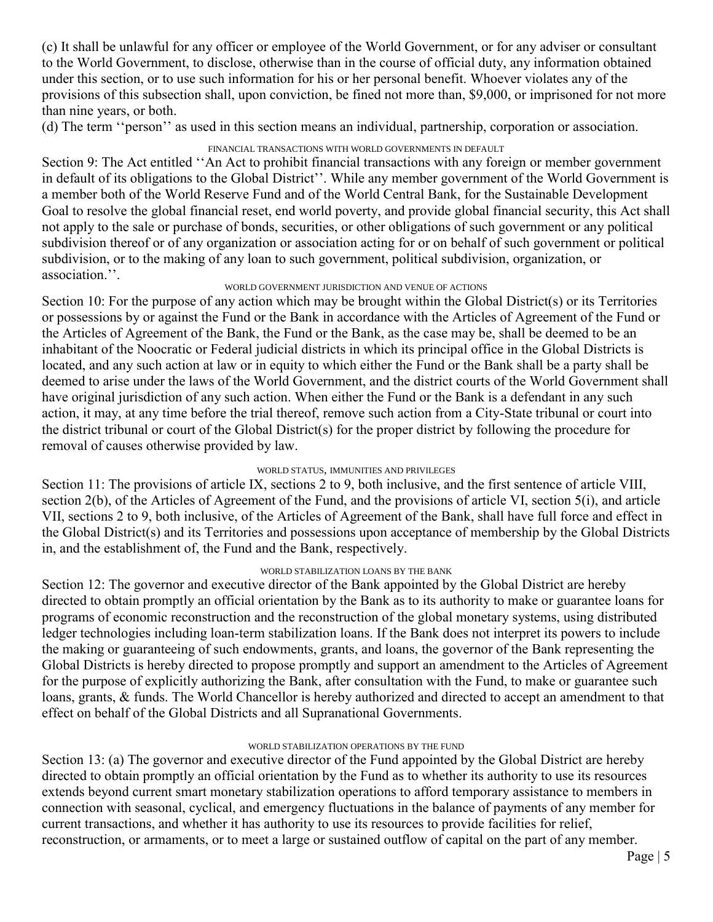(c) It shall be unlawful for any officer or employee of the World Government, or for any adviser or consultant to the World Government, to disclose, otherwise than in the course of official duty, any information obtained under this section, or to use such information for his or her personal benefit. Whoever violates any of the provisions of this subsection shall, upon conviction, be fined not more than, $9,000, or imprisoned for not more than nine years, or both.

(d) The term ''person'' as used in this section means an individual, partnership, corporation or association.

FINANCIAL TRANSACTIONS WITH WORLD GOVERNMENTS IN DEFAULT

Section 9: The Act entitled ''An Act to prohibit financial transactions with any foreign or member government in default of its obligations to the Global District''. While any member government of the World Government is a member both of the World Reserve Fund and of the World Central Bank, for the Sustainable Development Goal to resolve the global financial reset, end world poverty, and provide global financial security, this Act shall not apply to the sale or purchase of bonds, securities, or other obligations of such government or any political subdivision thereof or of any organization or association acting for or on behalf of such government or political subdivision, or to the making of any loan to such government, political subdivision, organization, or association.''.

WORLD GOVERNMENT JURISDICTION AND VENUE OF ACTIONS

Section 10: For the purpose of any action which may be brought within the Global District(s) or its Territories or possessions by or against the Fund or the Bank in accordance with the Articles of Agreement of the Fund or the Articles of Agreement of the Bank, the Fund or the Bank, as the case may be, shall be deemed to be an inhabitant of the Noocratic or Federal judicial districts in which its principal office in the Global Districts is located, and any such action at law or in equity to which either the Fund or the Bank shall be a party shall be deemed to arise under the laws of the World Government, and the district courts of the World Government shall have original jurisdiction of any such action. When either the Fund or the Bank is a defendant in any such action, it may, at any time before the trial thereof, remove such action from a City-State tribunal or court into the district tribunal or court of the Global District(s) for the proper district by following the procedure for removal of causes otherwise provided by law.

WORLD STATUS, IMMUNITIES AND PRIVILEGES

Section 11: The provisions of article IX, sections 2 to 9, both inclusive, and the first sentence of article VIII, section 2(b), of the Articles of Agreement of the Fund, and the provisions of article VI, section 5(i), and article VII, sections 2 to 9, both inclusive, of the Articles of Agreement of the Bank, shall have full force and effect in the Global District(s) and its Territories and possessions upon acceptance of membership by the Global Districts in, and the establishment of, the Fund and the Bank, respectively.

WORLD STABILIZATION LOANS BY THE BANK

Section 12: The governor and executive director of the Bank appointed by the Global District are hereby directed to obtain promptly an official orientation by the Bank as to its authority to make or guarantee loans for programs of economic reconstruction and the reconstruction of the global monetary systems, using distributed ledger technologies including loan-term stabilization loans. If the Bank does not interpret its powers to include the making or guaranteeing of such endowments, grants, and loans, the governor of the Bank representing the Global Districts is hereby directed to propose promptly and support an amendment to the Articles of Agreement for the purpose of explicitly authorizing the Bank, after consultation with the Fund, to make or guarantee such loans, grants, & funds. The World Chancellor is hereby authorized and directed to accept an amendment to that effect on behalf of the Global Districts and all Supranational Governments.

WORLD STABILIZATION OPERATIONS BY THE FUND

Section 13: (a) The governor and executive director of the Fund appointed by the Global District are hereby directed to obtain promptly an official orientation by the Fund as to whether its authority to use its resources extends beyond current smart monetary stabilization operations to afford temporary assistance to members in connection with seasonal, cyclical, and emergency fluctuations in the balance of payments of any member for current transactions, and whether it has authority to use its resources to provide facilities for relief, reconstruction, or armaments, or to meet a large or sustained outflow of capital on the part of any member.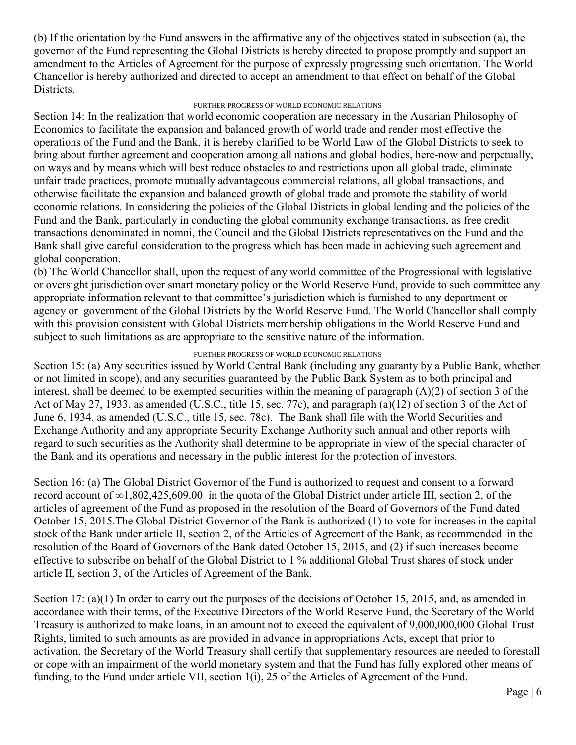(b) If the orientation by the Fund answers in the affirmative any of the objectives stated in subsection (a), the governor of the Fund representing the Global Districts is hereby directed to propose promptly and support an amendment to the Articles of Agreement for the purpose of expressly progressing such orientation. The World Chancellor is hereby authorized and directed to accept an amendment to that effect on behalf of the Global Districts.

FURTHER PROGRESS OF WORLD ECONOMIC RELATIONS

Section 14: In the realization that world economic cooperation are necessary in the Ausarian Philosophy of Economics to facilitate the expansion and balanced growth of world trade and render most effective the operations of the Fund and the Bank, it is hereby clarified to be World Law of the Global Districts to seek to bring about further agreement and cooperation among all nations and global bodies, here-now and perpetually, on ways and by means which will best reduce obstacles to and restrictions upon all global trade, eliminate unfair trade practices, promote mutually advantageous commercial relations, all global transactions, and otherwise facilitate the expansion and balanced growth of global trade and promote the stability of world economic relations. In considering the policies of the Global Districts in global lending and the policies of the Fund and the Bank, particularly in conducting the global community exchange transactions, as free credit transactions denominated in nomni, the Council and the Global Districts representatives on the Fund and the Bank shall give careful consideration to the progress which has been made in achieving such agreement and global cooperation.

(b) The World Chancellor shall, upon the request of any world committee of the Progressional with legislative or oversight jurisdiction over smart monetary policy or the World Reserve Fund, provide to such committee any appropriate information relevant to that committee's jurisdiction which is furnished to any department or agency or government of the Global Districts by the World Reserve Fund. The World Chancellor shall comply with this provision consistent with Global Districts membership obligations in the World Reserve Fund and subject to such limitations as are appropriate to the sensitive nature of the information.

FURTHER PROGRESS OF WORLD ECONOMIC RELATIONS

Section 15: (a) Any securities issued by World Central Bank (including any guaranty by a Public Bank, whether or not limited in scope), and any securities guaranteed by the Public Bank System as to both principal and interest, shall be deemed to be exempted securities within the meaning of paragraph (A)(2) of section 3 of the Act of May 27, 1933, as amended (U.S.C., title 15, sec. 77c), and paragraph (a)(12) of section 3 of the Act of June 6, 1934, as amended (U.S.C., title 15, sec. 78c). The Bank shall file with the World Securities and Exchange Authority and any appropriate Security Exchange Authority such annual and other reports with regard to such securities as the Authority shall determine to be appropriate in view of the special character of the Bank and its operations and necessary in the public interest for the protection of investors.

Section 16: (a) The Global District Governor of the Fund is authorized to request and consent to a forward record account of ∞1,802,425,609.00 in the quota of the Global District under article III, section 2, of the articles of agreement of the Fund as proposed in the resolution of the Board of Governors of the Fund dated October 15, 2015.The Global District Governor of the Bank is authorized (1) to vote for increases in the capital stock of the Bank under article II, section 2, of the Articles of Agreement of the Bank, as recommended in the resolution of the Board of Governors of the Bank dated October 15, 2015, and (2) if such increases become effective to subscribe on behalf of the Global District to 1 % additional Global Trust shares of stock under article II, section 3, of the Articles of Agreement of the Bank.

Section 17: (a)(1) In order to carry out the purposes of the decisions of October 15, 2015, and, as amended in accordance with their terms, of the Executive Directors of the World Reserve Fund, the Secretary of the World Treasury is authorized to make loans, in an amount not to exceed the equivalent of 9,000,000,000 Global Trust Rights, limited to such amounts as are provided in advance in appropriations Acts, except that prior to activation, the Secretary of the World Treasury shall certify that supplementary resources are needed to forestall or cope with an impairment of the world monetary system and that the Fund has fully explored other means of funding, to the Fund under article VII, section 1(i), 25 of the Articles of Agreement of the Fund.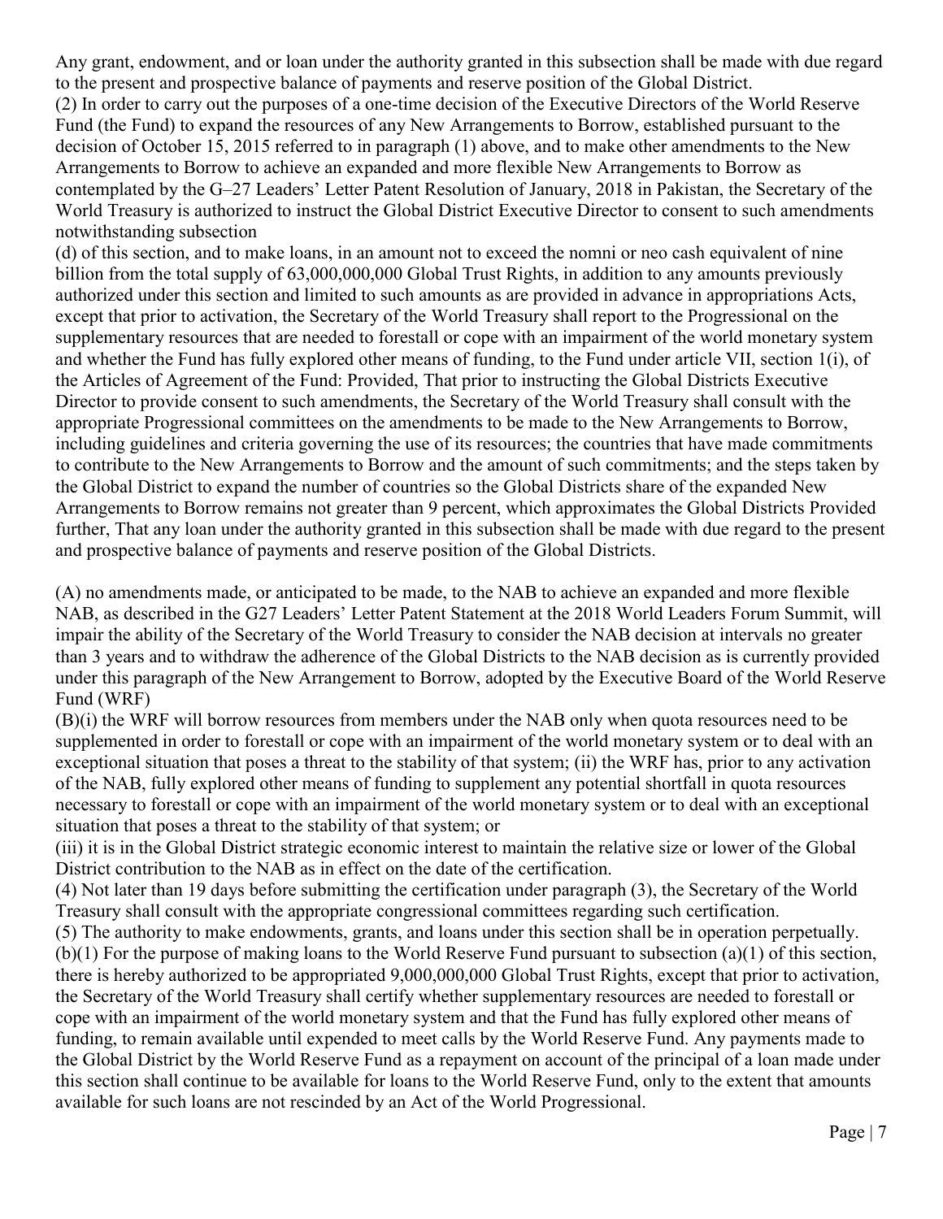Any grant, endowment, and or loan under the authority granted in this subsection shall be made with due regard to the present and prospective balance of payments and reserve position of the Global District.

(2) In order to carry out the purposes of a one-time decision of the Executive Directors of the World Reserve Fund (the Fund) to expand the resources of any New Arrangements to Borrow, established pursuant to the decision of October 15, 2015 referred to in paragraph (1) above, and to make other amendments to the New Arrangements to Borrow to achieve an expanded and more flexible New Arrangements to Borrow as contemplated by the G–27 Leaders' Letter Patent Resolution of January, 2018 in Pakistan, the Secretary of the World Treasury is authorized to instruct the Global District Executive Director to consent to such amendments notwithstanding subsection

(d) of this section, and to make loans, in an amount not to exceed the nomni or neo cash equivalent of nine billion from the total supply of 63,000,000,000 Global Trust Rights, in addition to any amounts previously authorized under this section and limited to such amounts as are provided in advance in appropriations Acts, except that prior to activation, the Secretary of the World Treasury shall report to the Progressional on the supplementary resources that are needed to forestall or cope with an impairment of the world monetary system and whether the Fund has fully explored other means of funding, to the Fund under article VII, section 1(i), of the Articles of Agreement of the Fund: Provided, That prior to instructing the Global Districts Executive Director to provide consent to such amendments, the Secretary of the World Treasury shall consult with the appropriate Progressional committees on the amendments to be made to the New Arrangements to Borrow, including guidelines and criteria governing the use of its resources; the countries that have made commitments to contribute to the New Arrangements to Borrow and the amount of such commitments; and the steps taken by the Global District to expand the number of countries so the Global Districts share of the expanded New Arrangements to Borrow remains not greater than 9 percent, which approximates the Global Districts Provided further, That any loan under the authority granted in this subsection shall be made with due regard to the present and prospective balance of payments and reserve position of the Global Districts.

(A) no amendments made, or anticipated to be made, to the NAB to achieve an expanded and more flexible NAB, as described in the G27 Leaders' Letter Patent Statement at the 2018 World Leaders Forum Summit, will impair the ability of the Secretary of the World Treasury to consider the NAB decision at intervals no greater than 3 years and to withdraw the adherence of the Global Districts to the NAB decision as is currently provided under this paragraph of the New Arrangement to Borrow, adopted by the Executive Board of the World Reserve Fund (WRF)

(B)(i) the WRF will borrow resources from members under the NAB only when quota resources need to be supplemented in order to forestall or cope with an impairment of the world monetary system or to deal with an exceptional situation that poses a threat to the stability of that system; (ii) the WRF has, prior to any activation of the NAB, fully explored other means of funding to supplement any potential shortfall in quota resources necessary to forestall or cope with an impairment of the world monetary system or to deal with an exceptional situation that poses a threat to the stability of that system; or

(iii) it is in the Global District strategic economic interest to maintain the relative size or lower of the Global District contribution to the NAB as in effect on the date of the certification.

(4) Not later than 19 days before submitting the certification under paragraph (3), the Secretary of the World Treasury shall consult with the appropriate congressional committees regarding such certification.

(5) The authority to make endowments, grants, and loans under this section shall be in operation perpetually.

(b)(1) For the purpose of making loans to the World Reserve Fund pursuant to subsection (a)(1) of this section, there is hereby authorized to be appropriated 9,000,000,000 Global Trust Rights, except that prior to activation, the Secretary of the World Treasury shall certify whether supplementary resources are needed to forestall or cope with an impairment of the world monetary system and that the Fund has fully explored other means of funding, to remain available until expended to meet calls by the World Reserve Fund. Any payments made to the Global District by the World Reserve Fund as a repayment on account of the principal of a loan made under this section shall continue to be available for loans to the World Reserve Fund, only to the extent that amounts available for such loans are not rescinded by an Act of the World Progressional.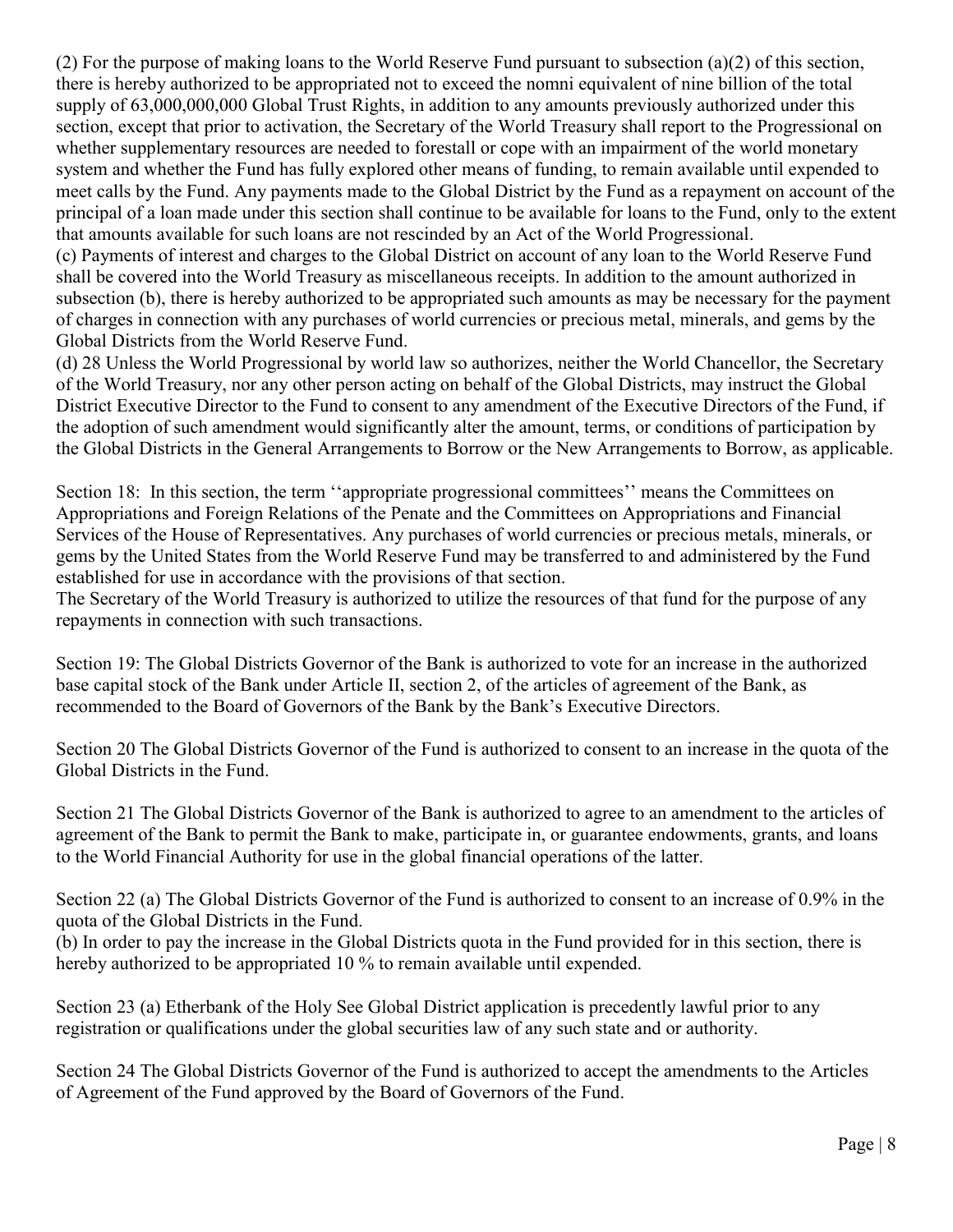(2) For the purpose of making loans to the World Reserve Fund pursuant to subsection (a)(2) of this section, there is hereby authorized to be appropriated not to exceed the nomni equivalent of nine billion of the total supply of 63,000,000,000 Global Trust Rights, in addition to any amounts previously authorized under this section, except that prior to activation, the Secretary of the World Treasury shall report to the Progressional on whether supplementary resources are needed to forestall or cope with an impairment of the world monetary system and whether the Fund has fully explored other means of funding, to remain available until expended to meet calls by the Fund. Any payments made to the Global District by the Fund as a repayment on account of the principal of a loan made under this section shall continue to be available for loans to the Fund, only to the extent that amounts available for such loans are not rescinded by an Act of the World Progressional.

(c) Payments of interest and charges to the Global District on account of any loan to the World Reserve Fund shall be covered into the World Treasury as miscellaneous receipts. In addition to the amount authorized in subsection (b), there is hereby authorized to be appropriated such amounts as may be necessary for the payment of charges in connection with any purchases of world currencies or precious metal, minerals, and gems by the Global Districts from the World Reserve Fund.

(d) 28 Unless the World Progressional by world law so authorizes, neither the World Chancellor, the Secretary of the World Treasury, nor any other person acting on behalf of the Global Districts, may instruct the Global District Executive Director to the Fund to consent to any amendment of the Executive Directors of the Fund, if the adoption of such amendment would significantly alter the amount, terms, or conditions of participation by the Global Districts in the General Arrangements to Borrow or the New Arrangements to Borrow, as applicable.

Section 18: In this section, the term ''appropriate progressional committees'' means the Committees on Appropriations and Foreign Relations of the Penate and the Committees on Appropriations and Financial Services of the House of Representatives. Any purchases of world currencies or precious metals, minerals, or gems by the United States from the World Reserve Fund may be transferred to and administered by the Fund established for use in accordance with the provisions of that section.

The Secretary of the World Treasury is authorized to utilize the resources of that fund for the purpose of any repayments in connection with such transactions.

Section 19: The Global Districts Governor of the Bank is authorized to vote for an increase in the authorized base capital stock of the Bank under Article II, section 2, of the articles of agreement of the Bank, as recommended to the Board of Governors of the Bank by the Bank's Executive Directors.

Section 20 The Global Districts Governor of the Fund is authorized to consent to an increase in the quota of the Global Districts in the Fund.

Section 21 The Global Districts Governor of the Bank is authorized to agree to an amendment to the articles of agreement of the Bank to permit the Bank to make, participate in, or guarantee endowments, grants, and loans to the World Financial Authority for use in the global financial operations of the latter.

Section 22 (a) The Global Districts Governor of the Fund is authorized to consent to an increase of 0.9% in the quota of the Global Districts in the Fund.

(b) In order to pay the increase in the Global Districts quota in the Fund provided for in this section, there is hereby authorized to be appropriated 10 % to remain available until expended.

Section 23 (a) Etherbank of the Holy See Global District application is precedently lawful prior to any registration or qualifications under the global securities law of any such state and or authority.

Section 24 The Global Districts Governor of the Fund is authorized to accept the amendments to the Articles of Agreement of the Fund approved by the Board of Governors of the Fund.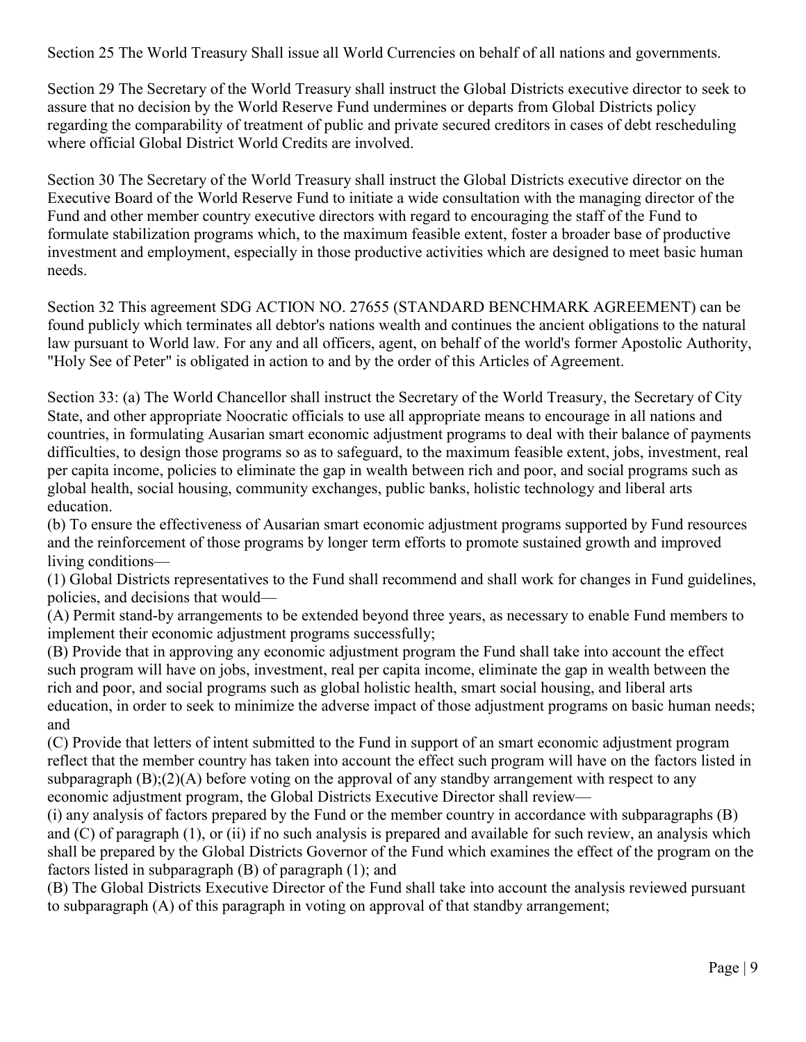Section 25 The World Treasury Shall issue all World Currencies on behalf of all nations and governments.

Section 29 The Secretary of the World Treasury shall instruct the Global Districts executive director to seek to assure that no decision by the World Reserve Fund undermines or departs from Global Districts policy regarding the comparability of treatment of public and private secured creditors in cases of debt rescheduling where official Global District World Credits are involved.

Section 30 The Secretary of the World Treasury shall instruct the Global Districts executive director on the Executive Board of the World Reserve Fund to initiate a wide consultation with the managing director of the Fund and other member country executive directors with regard to encouraging the staff of the Fund to formulate stabilization programs which, to the maximum feasible extent, foster a broader base of productive investment and employment, especially in those productive activities which are designed to meet basic human needs.

Section 32 This agreement SDG ACTION NO. 27655 (STANDARD BENCHMARK AGREEMENT) can be found publicly which terminates all debtor's nations wealth and continues the ancient obligations to the natural law pursuant to World law. For any and all officers, agent, on behalf of the world's former Apostolic Authority, "Holy See of Peter" is obligated in action to and by the order of this Articles of Agreement.

Section 33: (a) The World Chancellor shall instruct the Secretary of the World Treasury, the Secretary of City State, and other appropriate Noocratic officials to use all appropriate means to encourage in all nations and countries, in formulating Ausarian smart economic adjustment programs to deal with their balance of payments difficulties, to design those programs so as to safeguard, to the maximum feasible extent, jobs, investment, real per capita income, policies to eliminate the gap in wealth between rich and poor, and social programs such as global health, social housing, community exchanges, public banks, holistic technology and liberal arts education.
(b) To ensure the effectiveness of Ausarian smart economic adjustment programs supported by Fund resources and the reinforcement of those programs by longer term efforts to promote sustained growth and improved living conditions—
(1) Global Districts representatives to the Fund shall recommend and shall work for changes in Fund guidelines, policies, and decisions that would—
(A) Permit stand-by arrangements to be extended beyond three years, as necessary to enable Fund members to implement their economic adjustment programs successfully;
(B) Provide that in approving any economic adjustment program the Fund shall take into account the effect such program will have on jobs, investment, real per capita income, eliminate the gap in wealth between the rich and poor, and social programs such as global holistic health, smart social housing, and liberal arts education, in order to seek to minimize the adverse impact of those adjustment programs on basic human needs; and
(C) Provide that letters of intent submitted to the Fund in support of an smart economic adjustment program reflect that the member country has taken into account the effect such program will have on the factors listed in subparagraph (B);(2)(A) before voting on the approval of any standby arrangement with respect to any economic adjustment program, the Global Districts Executive Director shall review—
(i) any analysis of factors prepared by the Fund or the member country in accordance with subparagraphs (B) and (C) of paragraph (1), or (ii) if no such analysis is prepared and available for such review, an analysis which shall be prepared by the Global Districts Governor of the Fund which examines the effect of the program on the factors listed in subparagraph (B) of paragraph (1); and
(B) The Global Districts Executive Director of the Fund shall take into account the analysis reviewed pursuant to subparagraph (A) of this paragraph in voting on approval of that standby arrangement;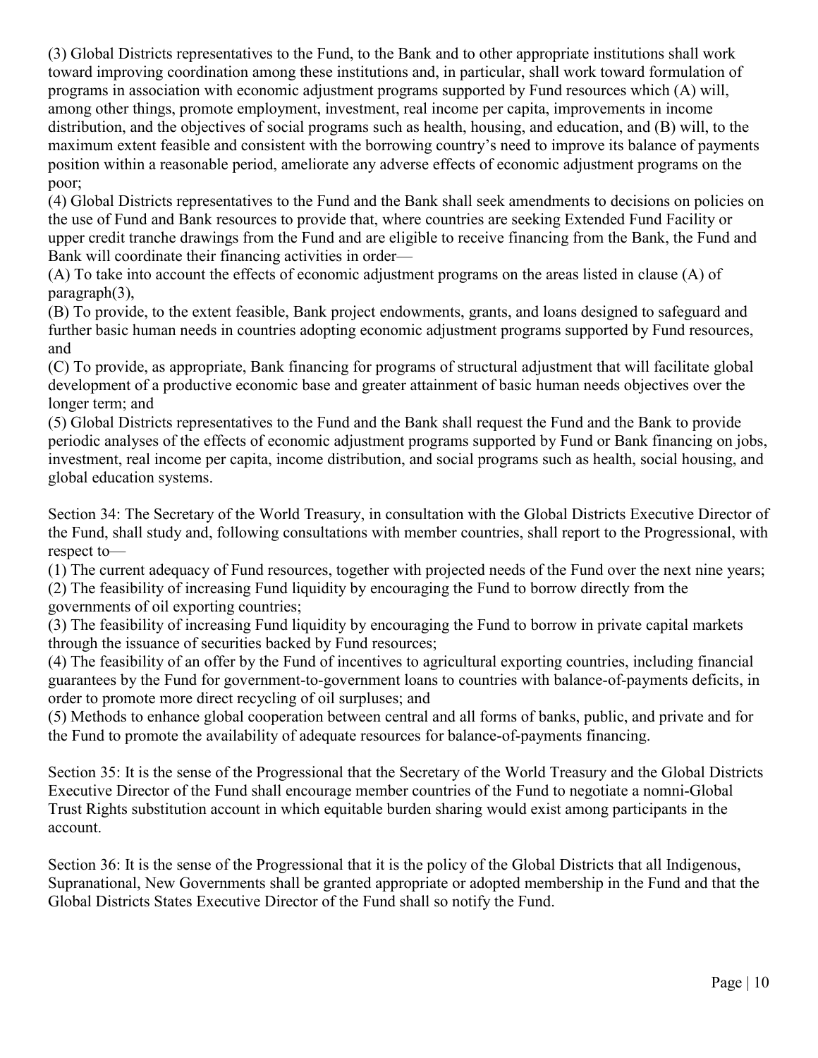(3) Global Districts representatives to the Fund, to the Bank and to other appropriate institutions shall work toward improving coordination among these institutions and, in particular, shall work toward formulation of programs in association with economic adjustment programs supported by Fund resources which (A) will, among other things, promote employment, investment, real income per capita, improvements in income distribution, and the objectives of social programs such as health, housing, and education, and (B) will, to the maximum extent feasible and consistent with the borrowing country's need to improve its balance of payments position within a reasonable period, ameliorate any adverse effects of economic adjustment programs on the poor;

(4) Global Districts representatives to the Fund and the Bank shall seek amendments to decisions on policies on the use of Fund and Bank resources to provide that, where countries are seeking Extended Fund Facility or upper credit tranche drawings from the Fund and are eligible to receive financing from the Bank, the Fund and Bank will coordinate their financing activities in order—

(A) To take into account the effects of economic adjustment programs on the areas listed in clause (A) of paragraph(3),

(B) To provide, to the extent feasible, Bank project endowments, grants, and loans designed to safeguard and further basic human needs in countries adopting economic adjustment programs supported by Fund resources, and

(C) To provide, as appropriate, Bank financing for programs of structural adjustment that will facilitate global development of a productive economic base and greater attainment of basic human needs objectives over the longer term; and

(5) Global Districts representatives to the Fund and the Bank shall request the Fund and the Bank to provide periodic analyses of the effects of economic adjustment programs supported by Fund or Bank financing on jobs, investment, real income per capita, income distribution, and social programs such as health, social housing, and global education systems.

Section 34: The Secretary of the World Treasury, in consultation with the Global Districts Executive Director of the Fund, shall study and, following consultations with member countries, shall report to the Progressional, with respect to—

(1) The current adequacy of Fund resources, together with projected needs of the Fund over the next nine years;

(2) The feasibility of increasing Fund liquidity by encouraging the Fund to borrow directly from the governments of oil exporting countries;

(3) The feasibility of increasing Fund liquidity by encouraging the Fund to borrow in private capital markets through the issuance of securities backed by Fund resources;

(4) The feasibility of an offer by the Fund of incentives to agricultural exporting countries, including financial guarantees by the Fund for government-to-government loans to countries with balance-of-payments deficits, in order to promote more direct recycling of oil surpluses; and

(5) Methods to enhance global cooperation between central and all forms of banks, public, and private and for the Fund to promote the availability of adequate resources for balance-of-payments financing.

Section 35: It is the sense of the Progressional that the Secretary of the World Treasury and the Global Districts Executive Director of the Fund shall encourage member countries of the Fund to negotiate a nomni-Global Trust Rights substitution account in which equitable burden sharing would exist among participants in the account.

Section 36: It is the sense of the Progressional that it is the policy of the Global Districts that all Indigenous, Supranational, New Governments shall be granted appropriate or adopted membership in the Fund and that the Global Districts States Executive Director of the Fund shall so notify the Fund.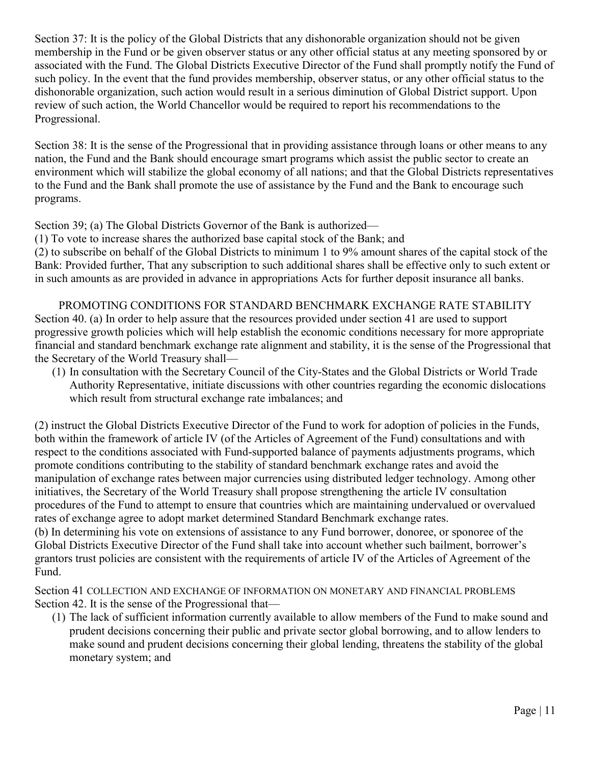Section 37: It is the policy of the Global Districts that any dishonorable organization should not be given membership in the Fund or be given observer status or any other official status at any meeting sponsored by or associated with the Fund. The Global Districts Executive Director of the Fund shall promptly notify the Fund of such policy. In the event that the fund provides membership, observer status, or any other official status to the dishonorable organization, such action would result in a serious diminution of Global District support. Upon review of such action, the World Chancellor would be required to report his recommendations to the Progressional.

Section 38: It is the sense of the Progressional that in providing assistance through loans or other means to any nation, the Fund and the Bank should encourage smart programs which assist the public sector to create an environment which will stabilize the global economy of all nations; and that the Global Districts representatives to the Fund and the Bank shall promote the use of assistance by the Fund and the Bank to encourage such programs.

Section 39; (a) The Global Districts Governor of the Bank is authorized—

(1) To vote to increase shares the authorized base capital stock of the Bank; and

(2) to subscribe on behalf of the Global Districts to minimum 1 to 9% amount shares of the capital stock of the Bank: Provided further, That any subscription to such additional shares shall be effective only to such extent or in such amounts as are provided in advance in appropriations Acts for further deposit insurance all banks.

PROMOTING CONDITIONS FOR STANDARD BENCHMARK EXCHANGE RATE STABILITY

Section 40. (a) In order to help assure that the resources provided under section 41 are used to support progressive growth policies which will help establish the economic conditions necessary for more appropriate financial and standard benchmark exchange rate alignment and stability, it is the sense of the Progressional that the Secretary of the World Treasury shall—

(1) In consultation with the Secretary Council of the City-States and the Global Districts or World Trade Authority Representative, initiate discussions with other countries regarding the economic dislocations which result from structural exchange rate imbalances; and

(2) instruct the Global Districts Executive Director of the Fund to work for adoption of policies in the Funds, both within the framework of article IV (of the Articles of Agreement of the Fund) consultations and with respect to the conditions associated with Fund-supported balance of payments adjustments programs, which promote conditions contributing to the stability of standard benchmark exchange rates and avoid the manipulation of exchange rates between major currencies using distributed ledger technology. Among other initiatives, the Secretary of the World Treasury shall propose strengthening the article IV consultation procedures of the Fund to attempt to ensure that countries which are maintaining undervalued or overvalued rates of exchange agree to adopt market determined Standard Benchmark exchange rates.

(b) In determining his vote on extensions of assistance to any Fund borrower, donoree, or sponoree of the Global Districts Executive Director of the Fund shall take into account whether such bailment, borrower's grantors trust policies are consistent with the requirements of article IV of the Articles of Agreement of the Fund.

Section 41 COLLECTION AND EXCHANGE OF INFORMATION ON MONETARY AND FINANCIAL PROBLEMS

Section 42. It is the sense of the Progressional that—

(1) The lack of sufficient information currently available to allow members of the Fund to make sound and prudent decisions concerning their public and private sector global borrowing, and to allow lenders to make sound and prudent decisions concerning their global lending, threatens the stability of the global monetary system; and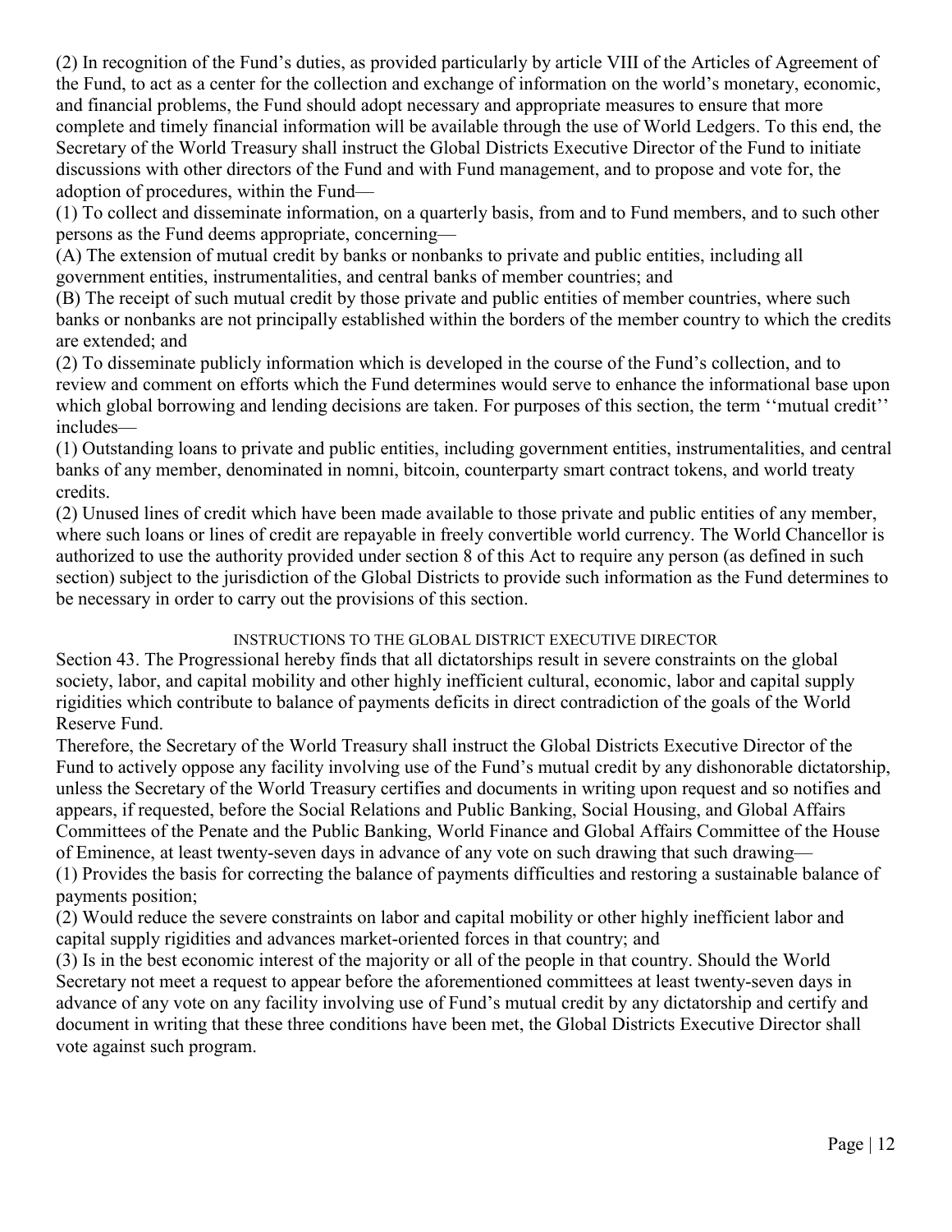(2) In recognition of the Fund's duties, as provided particularly by article VIII of the Articles of Agreement of the Fund, to act as a center for the collection and exchange of information on the world's monetary, economic, and financial problems, the Fund should adopt necessary and appropriate measures to ensure that more complete and timely financial information will be available through the use of World Ledgers. To this end, the Secretary of the World Treasury shall instruct the Global Districts Executive Director of the Fund to initiate discussions with other directors of the Fund and with Fund management, and to propose and vote for, the adoption of procedures, within the Fund—

(1) To collect and disseminate information, on a quarterly basis, from and to Fund members, and to such other persons as the Fund deems appropriate, concerning—

(A) The extension of mutual credit by banks or nonbanks to private and public entities, including all government entities, instrumentalities, and central banks of member countries; and

(B) The receipt of such mutual credit by those private and public entities of member countries, where such banks or nonbanks are not principally established within the borders of the member country to which the credits are extended; and

(2) To disseminate publicly information which is developed in the course of the Fund's collection, and to review and comment on efforts which the Fund determines would serve to enhance the informational base upon which global borrowing and lending decisions are taken. For purposes of this section, the term ''mutual credit'' includes—

(1) Outstanding loans to private and public entities, including government entities, instrumentalities, and central banks of any member, denominated in nomni, bitcoin, counterparty smart contract tokens, and world treaty credits.

(2) Unused lines of credit which have been made available to those private and public entities of any member, where such loans or lines of credit are repayable in freely convertible world currency. The World Chancellor is authorized to use the authority provided under section 8 of this Act to require any person (as defined in such section) subject to the jurisdiction of the Global Districts to provide such information as the Fund determines to be necessary in order to carry out the provisions of this section.

## INSTRUCTIONS TO THE GLOBAL DISTRICT EXECUTIVE DIRECTOR

Section 43. The Progressional hereby finds that all dictatorships result in severe constraints on the global society, labor, and capital mobility and other highly inefficient cultural, economic, labor and capital supply rigidities which contribute to balance of payments deficits in direct contradiction of the goals of the World Reserve Fund.

Therefore, the Secretary of the World Treasury shall instruct the Global Districts Executive Director of the Fund to actively oppose any facility involving use of the Fund's mutual credit by any dishonorable dictatorship, unless the Secretary of the World Treasury certifies and documents in writing upon request and so notifies and appears, if requested, before the Social Relations and Public Banking, Social Housing, and Global Affairs Committees of the Penate and the Public Banking, World Finance and Global Affairs Committee of the House of Eminence, at least twenty-seven days in advance of any vote on such drawing that such drawing—

(1) Provides the basis for correcting the balance of payments difficulties and restoring a sustainable balance of payments position;

(2) Would reduce the severe constraints on labor and capital mobility or other highly inefficient labor and capital supply rigidities and advances market-oriented forces in that country; and

(3) Is in the best economic interest of the majority or all of the people in that country. Should the World Secretary not meet a request to appear before the aforementioned committees at least twenty-seven days in advance of any vote on any facility involving use of Fund's mutual credit by any dictatorship and certify and document in writing that these three conditions have been met, the Global Districts Executive Director shall vote against such program.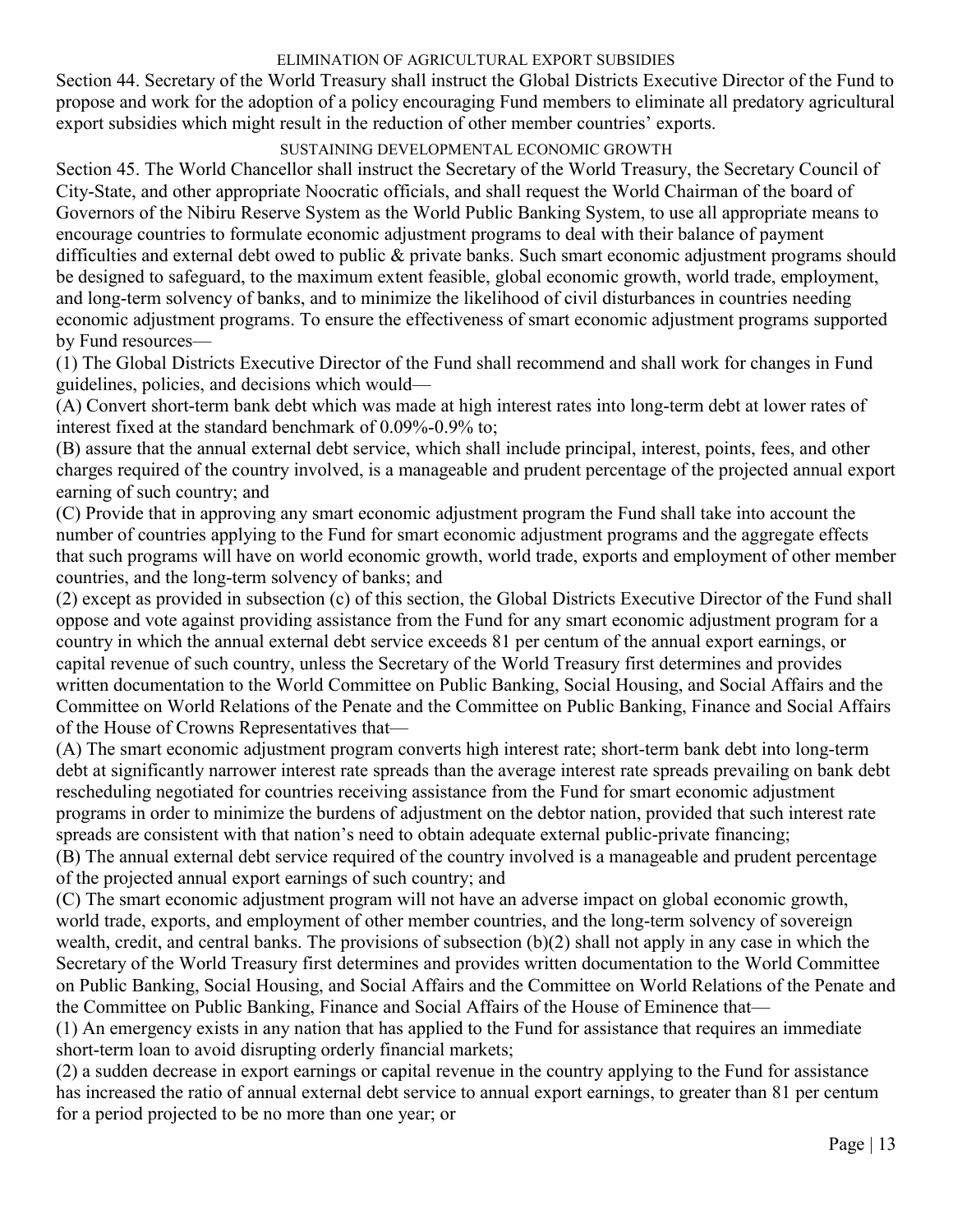### ELIMINATION OF AGRICULTURAL EXPORT SUBSIDIES

Section 44. Secretary of the World Treasury shall instruct the Global Districts Executive Director of the Fund to propose and work for the adoption of a policy encouraging Fund members to eliminate all predatory agricultural export subsidies which might result in the reduction of other member countries' exports.

### SUSTAINING DEVELOPMENTAL ECONOMIC GROWTH

Section 45. The World Chancellor shall instruct the Secretary of the World Treasury, the Secretary Council of City-State, and other appropriate Noocratic officials, and shall request the World Chairman of the board of Governors of the Nibiru Reserve System as the World Public Banking System, to use all appropriate means to encourage countries to formulate economic adjustment programs to deal with their balance of payment difficulties and external debt owed to public & private banks. Such smart economic adjustment programs should be designed to safeguard, to the maximum extent feasible, global economic growth, world trade, employment, and long-term solvency of banks, and to minimize the likelihood of civil disturbances in countries needing economic adjustment programs. To ensure the effectiveness of smart economic adjustment programs supported by Fund resources—

(1) The Global Districts Executive Director of the Fund shall recommend and shall work for changes in Fund guidelines, policies, and decisions which would—

(A) Convert short-term bank debt which was made at high interest rates into long-term debt at lower rates of interest fixed at the standard benchmark of 0.09%-0.9% to;

(B) assure that the annual external debt service, which shall include principal, interest, points, fees, and other charges required of the country involved, is a manageable and prudent percentage of the projected annual export earning of such country; and

(C) Provide that in approving any smart economic adjustment program the Fund shall take into account the number of countries applying to the Fund for smart economic adjustment programs and the aggregate effects that such programs will have on world economic growth, world trade, exports and employment of other member countries, and the long-term solvency of banks; and

(2) except as provided in subsection (c) of this section, the Global Districts Executive Director of the Fund shall oppose and vote against providing assistance from the Fund for any smart economic adjustment program for a country in which the annual external debt service exceeds 81 per centum of the annual export earnings, or capital revenue of such country, unless the Secretary of the World Treasury first determines and provides written documentation to the World Committee on Public Banking, Social Housing, and Social Affairs and the Committee on World Relations of the Penate and the Committee on Public Banking, Finance and Social Affairs of the House of Crowns Representatives that—

(A) The smart economic adjustment program converts high interest rate; short-term bank debt into long-term debt at significantly narrower interest rate spreads than the average interest rate spreads prevailing on bank debt rescheduling negotiated for countries receiving assistance from the Fund for smart economic adjustment programs in order to minimize the burdens of adjustment on the debtor nation, provided that such interest rate spreads are consistent with that nation's need to obtain adequate external public-private financing;

(B) The annual external debt service required of the country involved is a manageable and prudent percentage of the projected annual export earnings of such country; and

(C) The smart economic adjustment program will not have an adverse impact on global economic growth, world trade, exports, and employment of other member countries, and the long-term solvency of sovereign wealth, credit, and central banks. The provisions of subsection (b)(2) shall not apply in any case in which the Secretary of the World Treasury first determines and provides written documentation to the World Committee on Public Banking, Social Housing, and Social Affairs and the Committee on World Relations of the Penate and the Committee on Public Banking, Finance and Social Affairs of the House of Eminence that—

(1) An emergency exists in any nation that has applied to the Fund for assistance that requires an immediate short-term loan to avoid disrupting orderly financial markets;

(2) a sudden decrease in export earnings or capital revenue in the country applying to the Fund for assistance has increased the ratio of annual external debt service to annual export earnings, to greater than 81 per centum for a period projected to be no more than one year; or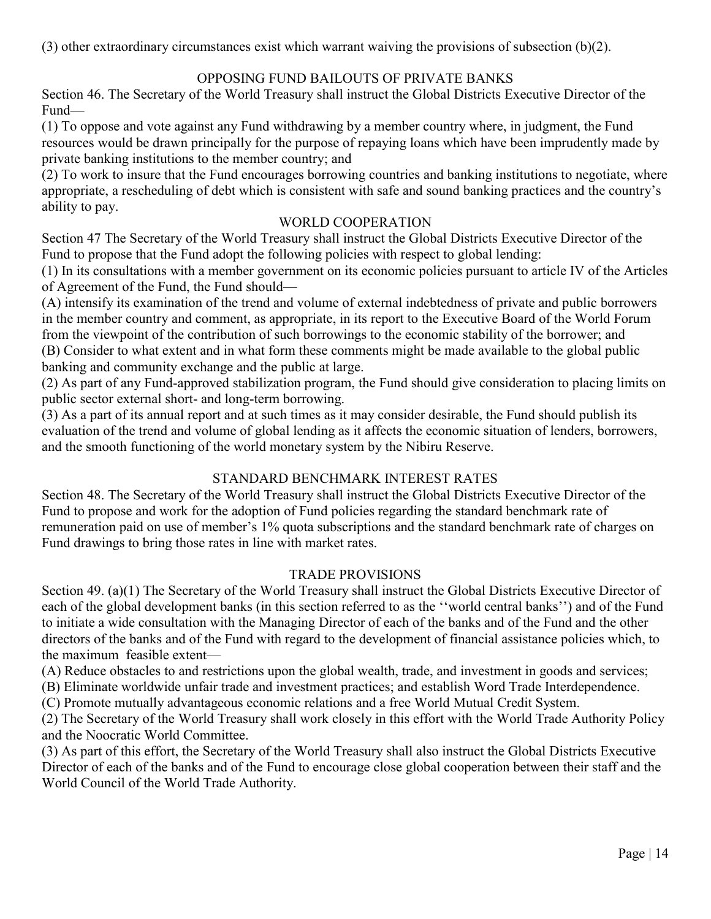(3) other extraordinary circumstances exist which warrant waiving the provisions of subsection (b)(2).

### OPPOSING FUND BAILOUTS OF PRIVATE BANKS

Section 46. The Secretary of the World Treasury shall instruct the Global Districts Executive Director of the Fund—

(1) To oppose and vote against any Fund withdrawing by a member country where, in judgment, the Fund resources would be drawn principally for the purpose of repaying loans which have been imprudently made by private banking institutions to the member country; and

(2) To work to insure that the Fund encourages borrowing countries and banking institutions to negotiate, where appropriate, a rescheduling of debt which is consistent with safe and sound banking practices and the country's ability to pay.

### WORLD COOPERATION

Section 47 The Secretary of the World Treasury shall instruct the Global Districts Executive Director of the Fund to propose that the Fund adopt the following policies with respect to global lending:

(1) In its consultations with a member government on its economic policies pursuant to article IV of the Articles of Agreement of the Fund, the Fund should—

(A) intensify its examination of the trend and volume of external indebtedness of private and public borrowers in the member country and comment, as appropriate, in its report to the Executive Board of the World Forum from the viewpoint of the contribution of such borrowings to the economic stability of the borrower; and

(B) Consider to what extent and in what form these comments might be made available to the global public banking and community exchange and the public at large.

(2) As part of any Fund-approved stabilization program, the Fund should give consideration to placing limits on public sector external short- and long-term borrowing.

(3) As a part of its annual report and at such times as it may consider desirable, the Fund should publish its evaluation of the trend and volume of global lending as it affects the economic situation of lenders, borrowers, and the smooth functioning of the world monetary system by the Nibiru Reserve.

### STANDARD BENCHMARK INTEREST RATES

Section 48. The Secretary of the World Treasury shall instruct the Global Districts Executive Director of the Fund to propose and work for the adoption of Fund policies regarding the standard benchmark rate of remuneration paid on use of member's 1% quota subscriptions and the standard benchmark rate of charges on Fund drawings to bring those rates in line with market rates.

### TRADE PROVISIONS

Section 49. (a)(1) The Secretary of the World Treasury shall instruct the Global Districts Executive Director of each of the global development banks (in this section referred to as the ''world central banks'') and of the Fund to initiate a wide consultation with the Managing Director of each of the banks and of the Fund and the other directors of the banks and of the Fund with regard to the development of financial assistance policies which, to the maximum feasible extent—

(A) Reduce obstacles to and restrictions upon the global wealth, trade, and investment in goods and services;

(B) Eliminate worldwide unfair trade and investment practices; and establish Word Trade Interdependence.

(C) Promote mutually advantageous economic relations and a free World Mutual Credit System.

(2) The Secretary of the World Treasury shall work closely in this effort with the World Trade Authority Policy and the Noocratic World Committee.

(3) As part of this effort, the Secretary of the World Treasury shall also instruct the Global Districts Executive Director of each of the banks and of the Fund to encourage close global cooperation between their staff and the World Council of the World Trade Authority.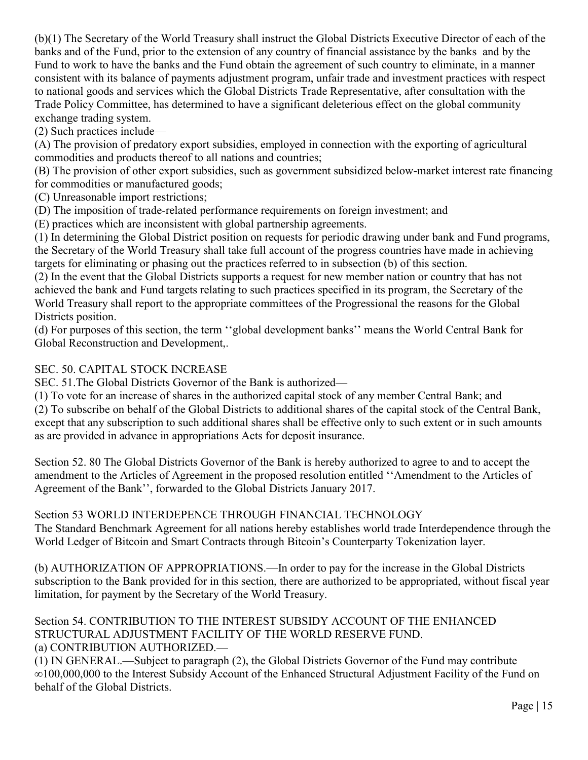(b)(1) The Secretary of the World Treasury shall instruct the Global Districts Executive Director of each of the banks and of the Fund, prior to the extension of any country of financial assistance by the banks and by the Fund to work to have the banks and the Fund obtain the agreement of such country to eliminate, in a manner consistent with its balance of payments adjustment program, unfair trade and investment practices with respect to national goods and services which the Global Districts Trade Representative, after consultation with the Trade Policy Committee, has determined to have a significant deleterious effect on the global community exchange trading system.

(2) Such practices include—

(A) The provision of predatory export subsidies, employed in connection with the exporting of agricultural commodities and products thereof to all nations and countries;

(B) The provision of other export subsidies, such as government subsidized below-market interest rate financing for commodities or manufactured goods;

(C) Unreasonable import restrictions;

(D) The imposition of trade-related performance requirements on foreign investment; and

(E) practices which are inconsistent with global partnership agreements.

(1) In determining the Global District position on requests for periodic drawing under bank and Fund programs, the Secretary of the World Treasury shall take full account of the progress countries have made in achieving targets for eliminating or phasing out the practices referred to in subsection (b) of this section.

(2) In the event that the Global Districts supports a request for new member nation or country that has not achieved the bank and Fund targets relating to such practices specified in its program, the Secretary of the World Treasury shall report to the appropriate committees of the Progressional the reasons for the Global Districts position.

(d) For purposes of this section, the term ''global development banks'' means the World Central Bank for Global Reconstruction and Development,.

SEC. 50. CAPITAL STOCK INCREASE

SEC. 51.The Global Districts Governor of the Bank is authorized—

(1) To vote for an increase of shares in the authorized capital stock of any member Central Bank; and

(2) To subscribe on behalf of the Global Districts to additional shares of the capital stock of the Central Bank, except that any subscription to such additional shares shall be effective only to such extent or in such amounts as are provided in advance in appropriations Acts for deposit insurance.

Section 52. 80 The Global Districts Governor of the Bank is hereby authorized to agree to and to accept the amendment to the Articles of Agreement in the proposed resolution entitled ''Amendment to the Articles of Agreement of the Bank'', forwarded to the Global Districts January 2017.

Section 53 WORLD INTERDEPENCE THROUGH FINANCIAL TECHNOLOGY

The Standard Benchmark Agreement for all nations hereby establishes world trade Interdependence through the World Ledger of Bitcoin and Smart Contracts through Bitcoin's Counterparty Tokenization layer.

(b) AUTHORIZATION OF APPROPRIATIONS.—In order to pay for the increase in the Global Districts subscription to the Bank provided for in this section, there are authorized to be appropriated, without fiscal year limitation, for payment by the Secretary of the World Treasury.

Section 54. CONTRIBUTION TO THE INTEREST SUBSIDY ACCOUNT OF THE ENHANCED STRUCTURAL ADJUSTMENT FACILITY OF THE WORLD RESERVE FUND.

(a) CONTRIBUTION AUTHORIZED.—

(1) IN GENERAL.—Subject to paragraph (2), the Global Districts Governor of the Fund may contribute ∞100,000,000 to the Interest Subsidy Account of the Enhanced Structural Adjustment Facility of the Fund on behalf of the Global Districts.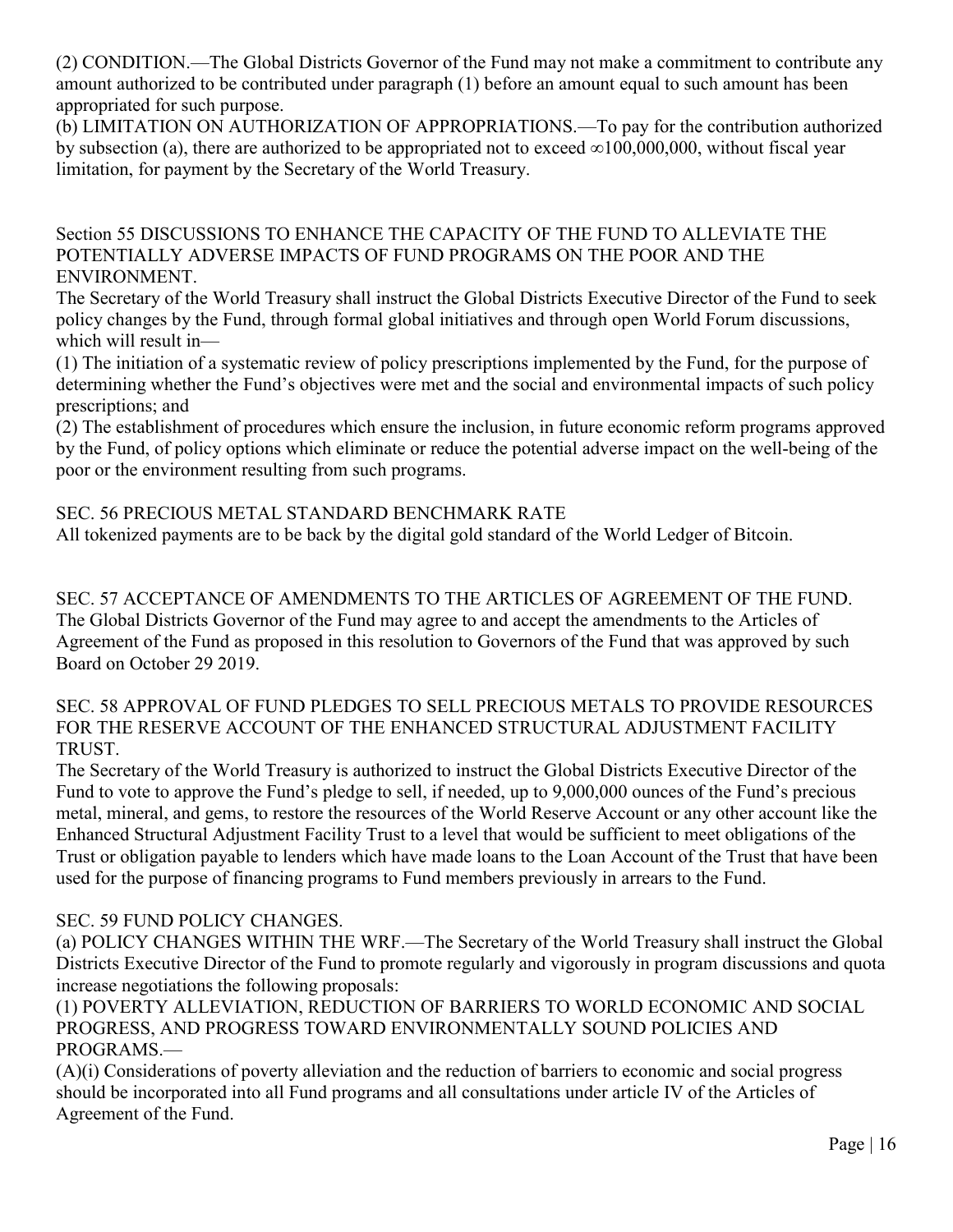(2) CONDITION.—The Global Districts Governor of the Fund may not make a commitment to contribute any amount authorized to be contributed under paragraph (1) before an amount equal to such amount has been appropriated for such purpose.

(b) LIMITATION ON AUTHORIZATION OF APPROPRIATIONS.—To pay for the contribution authorized by subsection (a), there are authorized to be appropriated not to exceed ∞100,000,000, without fiscal year limitation, for payment by the Secretary of the World Treasury.

Section 55 DISCUSSIONS TO ENHANCE THE CAPACITY OF THE FUND TO ALLEVIATE THE POTENTIALLY ADVERSE IMPACTS OF FUND PROGRAMS ON THE POOR AND THE ENVIRONMENT.

The Secretary of the World Treasury shall instruct the Global Districts Executive Director of the Fund to seek policy changes by the Fund, through formal global initiatives and through open World Forum discussions, which will result in—

(1) The initiation of a systematic review of policy prescriptions implemented by the Fund, for the purpose of determining whether the Fund's objectives were met and the social and environmental impacts of such policy prescriptions; and

(2) The establishment of procedures which ensure the inclusion, in future economic reform programs approved by the Fund, of policy options which eliminate or reduce the potential adverse impact on the well-being of the poor or the environment resulting from such programs.

SEC. 56 PRECIOUS METAL STANDARD BENCHMARK RATE

All tokenized payments are to be back by the digital gold standard of the World Ledger of Bitcoin.

SEC. 57 ACCEPTANCE OF AMENDMENTS TO THE ARTICLES OF AGREEMENT OF THE FUND.

The Global Districts Governor of the Fund may agree to and accept the amendments to the Articles of Agreement of the Fund as proposed in this resolution to Governors of the Fund that was approved by such Board on October 29 2019.

SEC. 58 APPROVAL OF FUND PLEDGES TO SELL PRECIOUS METALS TO PROVIDE RESOURCES FOR THE RESERVE ACCOUNT OF THE ENHANCED STRUCTURAL ADJUSTMENT FACILITY TRUST.

The Secretary of the World Treasury is authorized to instruct the Global Districts Executive Director of the Fund to vote to approve the Fund's pledge to sell, if needed, up to 9,000,000 ounces of the Fund's precious metal, mineral, and gems, to restore the resources of the World Reserve Account or any other account like the Enhanced Structural Adjustment Facility Trust to a level that would be sufficient to meet obligations of the Trust or obligation payable to lenders which have made loans to the Loan Account of the Trust that have been used for the purpose of financing programs to Fund members previously in arrears to the Fund.

SEC. 59 FUND POLICY CHANGES.

(a) POLICY CHANGES WITHIN THE WRF.—The Secretary of the World Treasury shall instruct the Global Districts Executive Director of the Fund to promote regularly and vigorously in program discussions and quota increase negotiations the following proposals:

(1) POVERTY ALLEVIATION, REDUCTION OF BARRIERS TO WORLD ECONOMIC AND SOCIAL PROGRESS, AND PROGRESS TOWARD ENVIRONMENTALLY SOUND POLICIES AND PROGRAMS.—

(A)(i) Considerations of poverty alleviation and the reduction of barriers to economic and social progress should be incorporated into all Fund programs and all consultations under article IV of the Articles of Agreement of the Fund.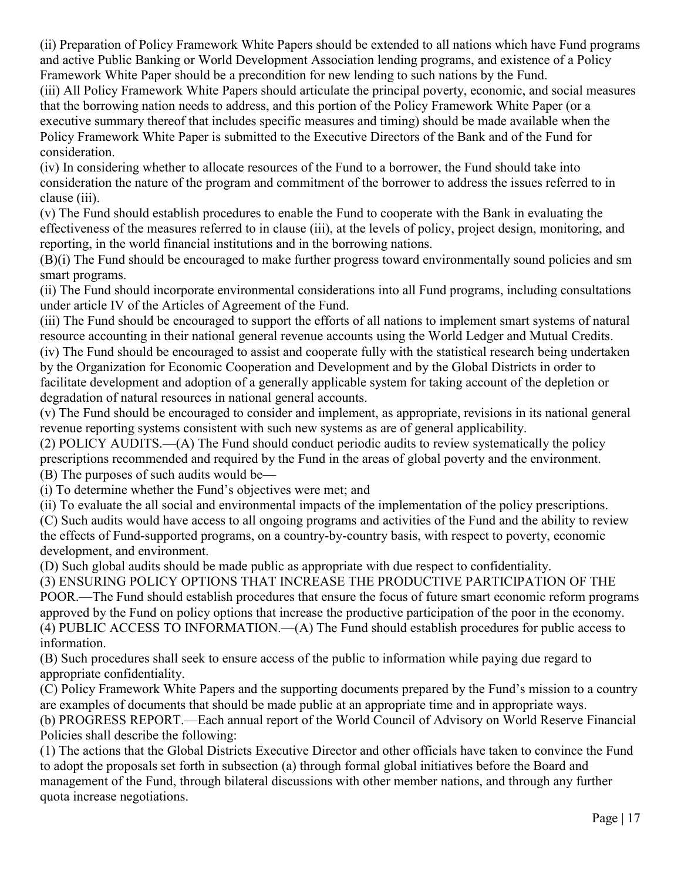(ii) Preparation of Policy Framework White Papers should be extended to all nations which have Fund programs and active Public Banking or World Development Association lending programs, and existence of a Policy Framework White Paper should be a precondition for new lending to such nations by the Fund.

(iii) All Policy Framework White Papers should articulate the principal poverty, economic, and social measures that the borrowing nation needs to address, and this portion of the Policy Framework White Paper (or a executive summary thereof that includes specific measures and timing) should be made available when the Policy Framework White Paper is submitted to the Executive Directors of the Bank and of the Fund for consideration.

(iv) In considering whether to allocate resources of the Fund to a borrower, the Fund should take into consideration the nature of the program and commitment of the borrower to address the issues referred to in clause (iii).

(v) The Fund should establish procedures to enable the Fund to cooperate with the Bank in evaluating the effectiveness of the measures referred to in clause (iii), at the levels of policy, project design, monitoring, and reporting, in the world financial institutions and in the borrowing nations.

(B)(i) The Fund should be encouraged to make further progress toward environmentally sound policies and sm smart programs.

(ii) The Fund should incorporate environmental considerations into all Fund programs, including consultations under article IV of the Articles of Agreement of the Fund.

(iii) The Fund should be encouraged to support the efforts of all nations to implement smart systems of natural resource accounting in their national general revenue accounts using the World Ledger and Mutual Credits.

(iv) The Fund should be encouraged to assist and cooperate fully with the statistical research being undertaken by the Organization for Economic Cooperation and Development and by the Global Districts in order to facilitate development and adoption of a generally applicable system for taking account of the depletion or degradation of natural resources in national general accounts.

(v) The Fund should be encouraged to consider and implement, as appropriate, revisions in its national general revenue reporting systems consistent with such new systems as are of general applicability.

(2) POLICY AUDITS.—(A) The Fund should conduct periodic audits to review systematically the policy prescriptions recommended and required by the Fund in the areas of global poverty and the environment.

(B) The purposes of such audits would be—

(i) To determine whether the Fund's objectives were met; and

(ii) To evaluate the all social and environmental impacts of the implementation of the policy prescriptions.

(C) Such audits would have access to all ongoing programs and activities of the Fund and the ability to review the effects of Fund-supported programs, on a country-by-country basis, with respect to poverty, economic development, and environment.

(D) Such global audits should be made public as appropriate with due respect to confidentiality.

(3) ENSURING POLICY OPTIONS THAT INCREASE THE PRODUCTIVE PARTICIPATION OF THE POOR.—The Fund should establish procedures that ensure the focus of future smart economic reform programs approved by the Fund on policy options that increase the productive participation of the poor in the economy.

(4) PUBLIC ACCESS TO INFORMATION.—(A) The Fund should establish procedures for public access to information.

(B) Such procedures shall seek to ensure access of the public to information while paying due regard to appropriate confidentiality.

(C) Policy Framework White Papers and the supporting documents prepared by the Fund's mission to a country are examples of documents that should be made public at an appropriate time and in appropriate ways.

(b) PROGRESS REPORT.—Each annual report of the World Council of Advisory on World Reserve Financial Policies shall describe the following:

(1) The actions that the Global Districts Executive Director and other officials have taken to convince the Fund to adopt the proposals set forth in subsection (a) through formal global initiatives before the Board and management of the Fund, through bilateral discussions with other member nations, and through any further quota increase negotiations.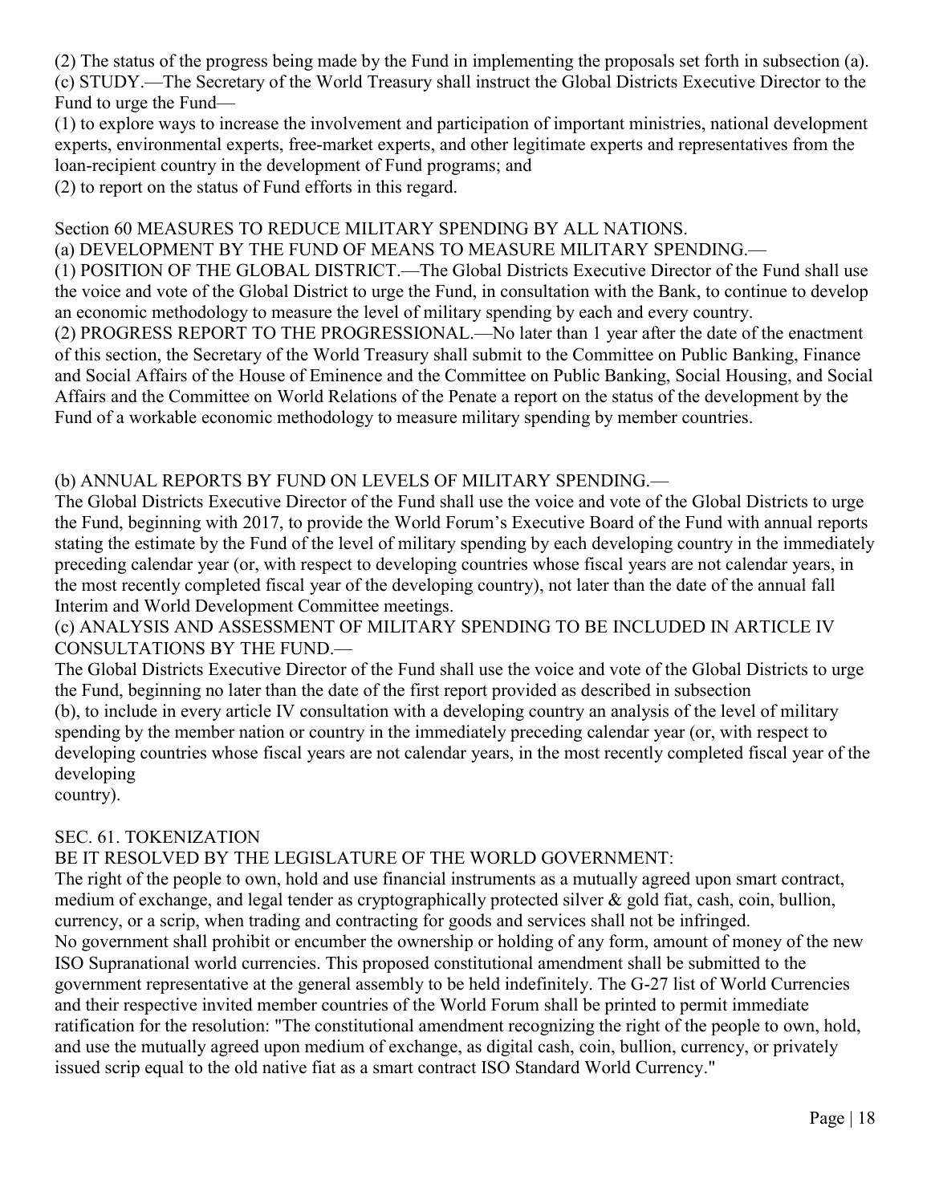(2) The status of the progress being made by the Fund in implementing the proposals set forth in subsection (a).

(c) STUDY.—The Secretary of the World Treasury shall instruct the Global Districts Executive Director to the Fund to urge the Fund—

(1) to explore ways to increase the involvement and participation of important ministries, national development experts, environmental experts, free-market experts, and other legitimate experts and representatives from the loan-recipient country in the development of Fund programs; and

(2) to report on the status of Fund efforts in this regard.

Section 60 MEASURES TO REDUCE MILITARY SPENDING BY ALL NATIONS.

(a) DEVELOPMENT BY THE FUND OF MEANS TO MEASURE MILITARY SPENDING.—

(1) POSITION OF THE GLOBAL DISTRICT.—The Global Districts Executive Director of the Fund shall use the voice and vote of the Global District to urge the Fund, in consultation with the Bank, to continue to develop an economic methodology to measure the level of military spending by each and every country.

(2) PROGRESS REPORT TO THE PROGRESSIONAL.—No later than 1 year after the date of the enactment of this section, the Secretary of the World Treasury shall submit to the Committee on Public Banking, Finance and Social Affairs of the House of Eminence and the Committee on Public Banking, Social Housing, and Social Affairs and the Committee on World Relations of the Penate a report on the status of the development by the Fund of a workable economic methodology to measure military spending by member countries.

(b) ANNUAL REPORTS BY FUND ON LEVELS OF MILITARY SPENDING.—

The Global Districts Executive Director of the Fund shall use the voice and vote of the Global Districts to urge the Fund, beginning with 2017, to provide the World Forum's Executive Board of the Fund with annual reports stating the estimate by the Fund of the level of military spending by each developing country in the immediately preceding calendar year (or, with respect to developing countries whose fiscal years are not calendar years, in the most recently completed fiscal year of the developing country), not later than the date of the annual fall Interim and World Development Committee meetings.

(c) ANALYSIS AND ASSESSMENT OF MILITARY SPENDING TO BE INCLUDED IN ARTICLE IV CONSULTATIONS BY THE FUND.—

The Global Districts Executive Director of the Fund shall use the voice and vote of the Global Districts to urge the Fund, beginning no later than the date of the first report provided as described in subsection (b), to include in every article IV consultation with a developing country an analysis of the level of military spending by the member nation or country in the immediately preceding calendar year (or, with respect to developing countries whose fiscal years are not calendar years, in the most recently completed fiscal year of the developing country).

SEC. 61. TOKENIZATION

BE IT RESOLVED BY THE LEGISLATURE OF THE WORLD GOVERNMENT:

The right of the people to own, hold and use financial instruments as a mutually agreed upon smart contract, medium of exchange, and legal tender as cryptographically protected silver & gold fiat, cash, coin, bullion, currency, or a scrip, when trading and contracting for goods and services shall not be infringed.

No government shall prohibit or encumber the ownership or holding of any form, amount of money of the new ISO Supranational world currencies. This proposed constitutional amendment shall be submitted to the government representative at the general assembly to be held indefinitely. The G-27 list of World Currencies and their respective invited member countries of the World Forum shall be printed to permit immediate ratification for the resolution: "The constitutional amendment recognizing the right of the people to own, hold, and use the mutually agreed upon medium of exchange, as digital cash, coin, bullion, currency, or privately issued scrip equal to the old native fiat as a smart contract ISO Standard World Currency."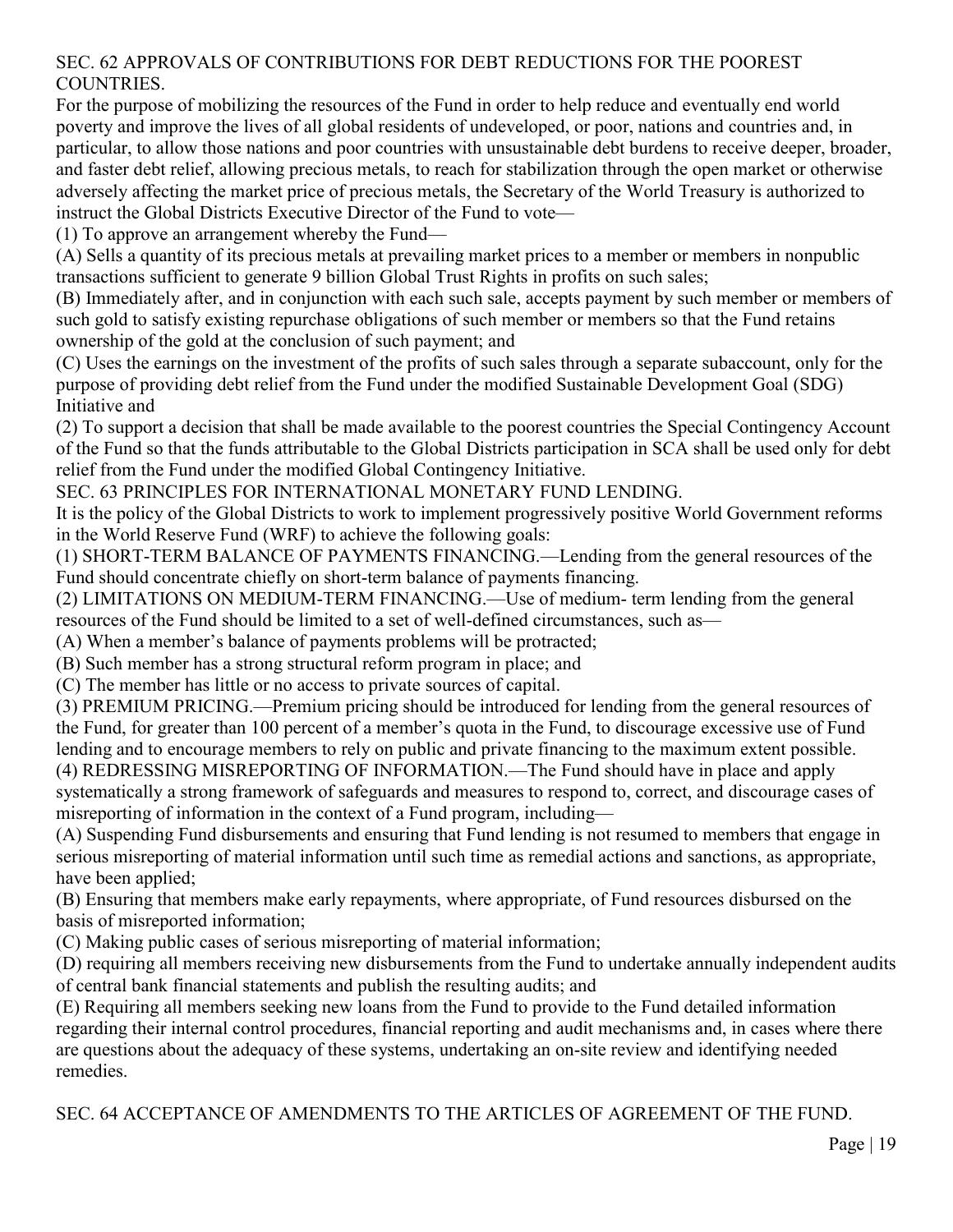SEC. 62 APPROVALS OF CONTRIBUTIONS FOR DEBT REDUCTIONS FOR THE POOREST COUNTRIES.

For the purpose of mobilizing the resources of the Fund in order to help reduce and eventually end world poverty and improve the lives of all global residents of undeveloped, or poor, nations and countries and, in particular, to allow those nations and poor countries with unsustainable debt burdens to receive deeper, broader, and faster debt relief, allowing precious metals, to reach for stabilization through the open market or otherwise adversely affecting the market price of precious metals, the Secretary of the World Treasury is authorized to instruct the Global Districts Executive Director of the Fund to vote—

(1) To approve an arrangement whereby the Fund—

(A) Sells a quantity of its precious metals at prevailing market prices to a member or members in nonpublic transactions sufficient to generate 9 billion Global Trust Rights in profits on such sales;

(B) Immediately after, and in conjunction with each such sale, accepts payment by such member or members of such gold to satisfy existing repurchase obligations of such member or members so that the Fund retains ownership of the gold at the conclusion of such payment; and

(C) Uses the earnings on the investment of the profits of such sales through a separate subaccount, only for the purpose of providing debt relief from the Fund under the modified Sustainable Development Goal (SDG) Initiative and

(2) To support a decision that shall be made available to the poorest countries the Special Contingency Account of the Fund so that the funds attributable to the Global Districts participation in SCA shall be used only for debt relief from the Fund under the modified Global Contingency Initiative.

SEC. 63 PRINCIPLES FOR INTERNATIONAL MONETARY FUND LENDING.

It is the policy of the Global Districts to work to implement progressively positive World Government reforms in the World Reserve Fund (WRF) to achieve the following goals:

(1) SHORT-TERM BALANCE OF PAYMENTS FINANCING.—Lending from the general resources of the Fund should concentrate chiefly on short-term balance of payments financing.

(2) LIMITATIONS ON MEDIUM-TERM FINANCING.—Use of medium- term lending from the general resources of the Fund should be limited to a set of well-defined circumstances, such as—

(A) When a member's balance of payments problems will be protracted;

(B) Such member has a strong structural reform program in place; and

(C) The member has little or no access to private sources of capital.

(3) PREMIUM PRICING.—Premium pricing should be introduced for lending from the general resources of the Fund, for greater than 100 percent of a member's quota in the Fund, to discourage excessive use of Fund lending and to encourage members to rely on public and private financing to the maximum extent possible.

(4) REDRESSING MISREPORTING OF INFORMATION.—The Fund should have in place and apply systematically a strong framework of safeguards and measures to respond to, correct, and discourage cases of misreporting of information in the context of a Fund program, including—

(A) Suspending Fund disbursements and ensuring that Fund lending is not resumed to members that engage in serious misreporting of material information until such time as remedial actions and sanctions, as appropriate, have been applied;

(B) Ensuring that members make early repayments, where appropriate, of Fund resources disbursed on the basis of misreported information;

(C) Making public cases of serious misreporting of material information;

(D) requiring all members receiving new disbursements from the Fund to undertake annually independent audits of central bank financial statements and publish the resulting audits; and

(E) Requiring all members seeking new loans from the Fund to provide to the Fund detailed information regarding their internal control procedures, financial reporting and audit mechanisms and, in cases where there are questions about the adequacy of these systems, undertaking an on-site review and identifying needed remedies.

SEC. 64 ACCEPTANCE OF AMENDMENTS TO THE ARTICLES OF AGREEMENT OF THE FUND.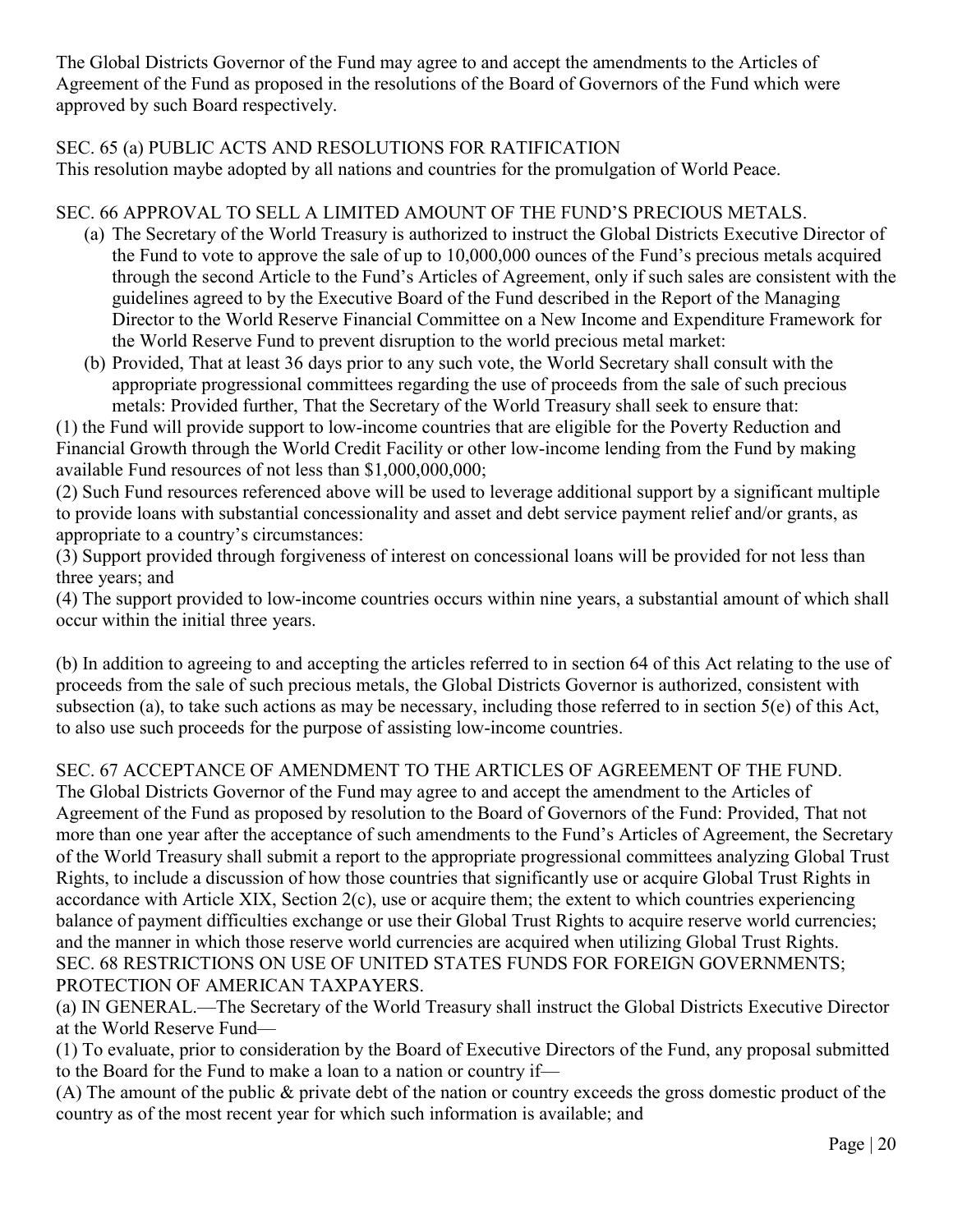The Global Districts Governor of the Fund may agree to and accept the amendments to the Articles of Agreement of the Fund as proposed in the resolutions of the Board of Governors of the Fund which were approved by such Board respectively.

SEC. 65 (a) PUBLIC ACTS AND RESOLUTIONS FOR RATIFICATION

This resolution maybe adopted by all nations and countries for the promulgation of World Peace.

SEC. 66 APPROVAL TO SELL A LIMITED AMOUNT OF THE FUND'S PRECIOUS METALS.

(a) The Secretary of the World Treasury is authorized to instruct the Global Districts Executive Director of the Fund to vote to approve the sale of up to 10,000,000 ounces of the Fund's precious metals acquired through the second Article to the Fund's Articles of Agreement, only if such sales are consistent with the guidelines agreed to by the Executive Board of the Fund described in the Report of the Managing Director to the World Reserve Financial Committee on a New Income and Expenditure Framework for the World Reserve Fund to prevent disruption to the world precious metal market:

(b) Provided, That at least 36 days prior to any such vote, the World Secretary shall consult with the appropriate progressional committees regarding the use of proceeds from the sale of such precious metals: Provided further, That the Secretary of the World Treasury shall seek to ensure that:

(1) the Fund will provide support to low-income countries that are eligible for the Poverty Reduction and Financial Growth through the World Credit Facility or other low-income lending from the Fund by making available Fund resources of not less than $1,000,000,000;

(2) Such Fund resources referenced above will be used to leverage additional support by a significant multiple to provide loans with substantial concessionality and asset and debt service payment relief and/or grants, as appropriate to a country's circumstances:

(3) Support provided through forgiveness of interest on concessional loans will be provided for not less than three years; and

(4) The support provided to low-income countries occurs within nine years, a substantial amount of which shall occur within the initial three years.

(b) In addition to agreeing to and accepting the articles referred to in section 64 of this Act relating to the use of proceeds from the sale of such precious metals, the Global Districts Governor is authorized, consistent with subsection (a), to take such actions as may be necessary, including those referred to in section 5(e) of this Act, to also use such proceeds for the purpose of assisting low-income countries.

SEC. 67 ACCEPTANCE OF AMENDMENT TO THE ARTICLES OF AGREEMENT OF THE FUND.

The Global Districts Governor of the Fund may agree to and accept the amendment to the Articles of Agreement of the Fund as proposed by resolution to the Board of Governors of the Fund: Provided, That not more than one year after the acceptance of such amendments to the Fund's Articles of Agreement, the Secretary of the World Treasury shall submit a report to the appropriate progressional committees analyzing Global Trust Rights, to include a discussion of how those countries that significantly use or acquire Global Trust Rights in accordance with Article XIX, Section 2(c), use or acquire them; the extent to which countries experiencing balance of payment difficulties exchange or use their Global Trust Rights to acquire reserve world currencies; and the manner in which those reserve world currencies are acquired when utilizing Global Trust Rights.

SEC. 68 RESTRICTIONS ON USE OF UNITED STATES FUNDS FOR FOREIGN GOVERNMENTS; PROTECTION OF AMERICAN TAXPAYERS.

(a) IN GENERAL.—The Secretary of the World Treasury shall instruct the Global Districts Executive Director at the World Reserve Fund—

(1) To evaluate, prior to consideration by the Board of Executive Directors of the Fund, any proposal submitted to the Board for the Fund to make a loan to a nation or country if—

(A) The amount of the public & private debt of the nation or country exceeds the gross domestic product of the country as of the most recent year for which such information is available; and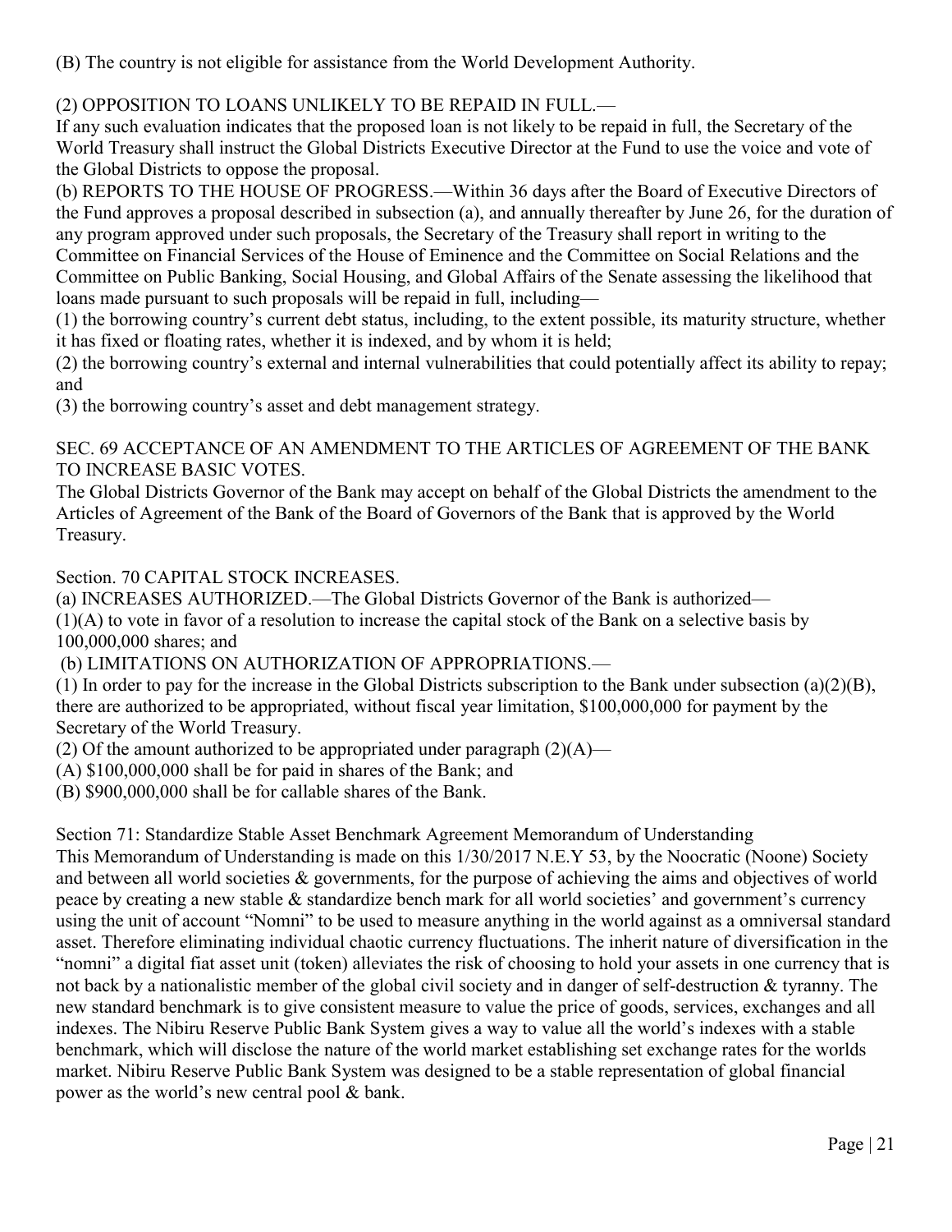(B) The country is not eligible for assistance from the World Development Authority.

(2) OPPOSITION TO LOANS UNLIKELY TO BE REPAID IN FULL.—
If any such evaluation indicates that the proposed loan is not likely to be repaid in full, the Secretary of the World Treasury shall instruct the Global Districts Executive Director at the Fund to use the voice and vote of the Global Districts to oppose the proposal.

(b) REPORTS TO THE HOUSE OF PROGRESS.—Within 36 days after the Board of Executive Directors of the Fund approves a proposal described in subsection (a), and annually thereafter by June 26, for the duration of any program approved under such proposals, the Secretary of the Treasury shall report in writing to the Committee on Financial Services of the House of Eminence and the Committee on Social Relations and the Committee on Public Banking, Social Housing, and Global Affairs of the Senate assessing the likelihood that loans made pursuant to such proposals will be repaid in full, including—

(1) the borrowing country's current debt status, including, to the extent possible, its maturity structure, whether it has fixed or floating rates, whether it is indexed, and by whom it is held;

(2) the borrowing country's external and internal vulnerabilities that could potentially affect its ability to repay; and

(3) the borrowing country's asset and debt management strategy.

SEC. 69 ACCEPTANCE OF AN AMENDMENT TO THE ARTICLES OF AGREEMENT OF THE BANK TO INCREASE BASIC VOTES.

The Global Districts Governor of the Bank may accept on behalf of the Global Districts the amendment to the Articles of Agreement of the Bank of the Board of Governors of the Bank that is approved by the World Treasury.

Section. 70 CAPITAL STOCK INCREASES.

(a) INCREASES AUTHORIZED.—The Global Districts Governor of the Bank is authorized—

(1)(A) to vote in favor of a resolution to increase the capital stock of the Bank on a selective basis by 100,000,000 shares; and

(b) LIMITATIONS ON AUTHORIZATION OF APPROPRIATIONS.—

(1) In order to pay for the increase in the Global Districts subscription to the Bank under subsection (a)(2)(B), there are authorized to be appropriated, without fiscal year limitation, $100,000,000 for payment by the Secretary of the World Treasury.

(2) Of the amount authorized to be appropriated under paragraph (2)(A)—

(A) $100,000,000 shall be for paid in shares of the Bank; and

(B) $900,000,000 shall be for callable shares of the Bank.

Section 71: Standardize Stable Asset Benchmark Agreement Memorandum of Understanding

This Memorandum of Understanding is made on this 1/30/2017 N.E.Y 53, by the Noocratic (Noone) Society and between all world societies & governments, for the purpose of achieving the aims and objectives of world peace by creating a new stable & standardize bench mark for all world societies' and government's currency using the unit of account "Nomni" to be used to measure anything in the world against as a omniversal standard asset. Therefore eliminating individual chaotic currency fluctuations. The inherit nature of diversification in the "nomni" a digital fiat asset unit (token) alleviates the risk of choosing to hold your assets in one currency that is not back by a nationalistic member of the global civil society and in danger of self-destruction & tyranny. The new standard benchmark is to give consistent measure to value the price of goods, services, exchanges and all indexes. The Nibiru Reserve Public Bank System gives a way to value all the world's indexes with a stable benchmark, which will disclose the nature of the world market establishing set exchange rates for the worlds market. Nibiru Reserve Public Bank System was designed to be a stable representation of global financial power as the world's new central pool & bank.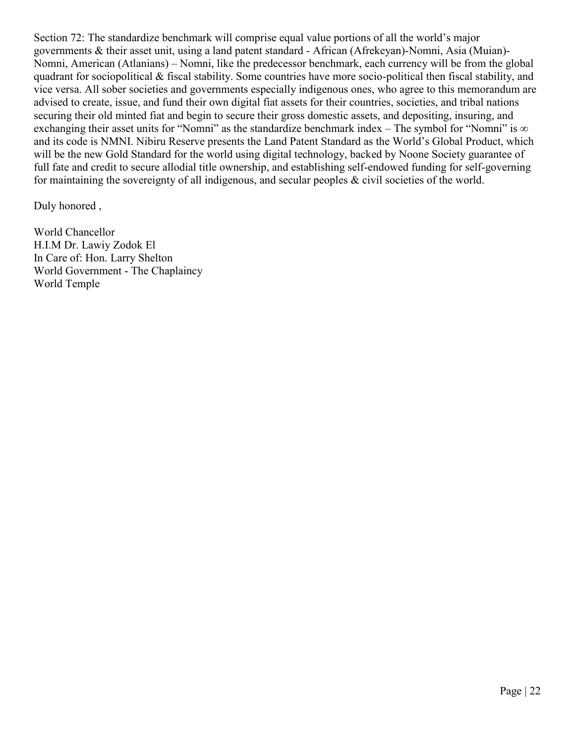Section 72: The standardize benchmark will comprise equal value portions of all the world's major governments & their asset unit, using a land patent standard - African (Afrekeyan)-Nomni, Asia (Muian)-Nomni, American (Atlanians) – Nomni, like the predecessor benchmark, each currency will be from the global quadrant for sociopolitical & fiscal stability. Some countries have more socio-political then fiscal stability, and vice versa. All sober societies and governments especially indigenous ones, who agree to this memorandum are advised to create, issue, and fund their own digital fiat assets for their countries, societies, and tribal nations securing their old minted fiat and begin to secure their gross domestic assets, and depositing, insuring, and exchanging their asset units for "Nomni" as the standardize benchmark index – The symbol for "Nomni" is ∞ and its code is NMNI. Nibiru Reserve presents the Land Patent Standard as the World's Global Product, which will be the new Gold Standard for the world using digital technology, backed by Noone Society guarantee of full fate and credit to secure allodial title ownership, and establishing self-endowed funding for self-governing for maintaining the sovereignty of all indigenous, and secular peoples & civil societies of the world.

Duly honored ,

World Chancellor
H.I.M Dr. Lawiy Zodok El
In Care of: Hon. Larry Shelton
World Government - The Chaplaincy
World Temple